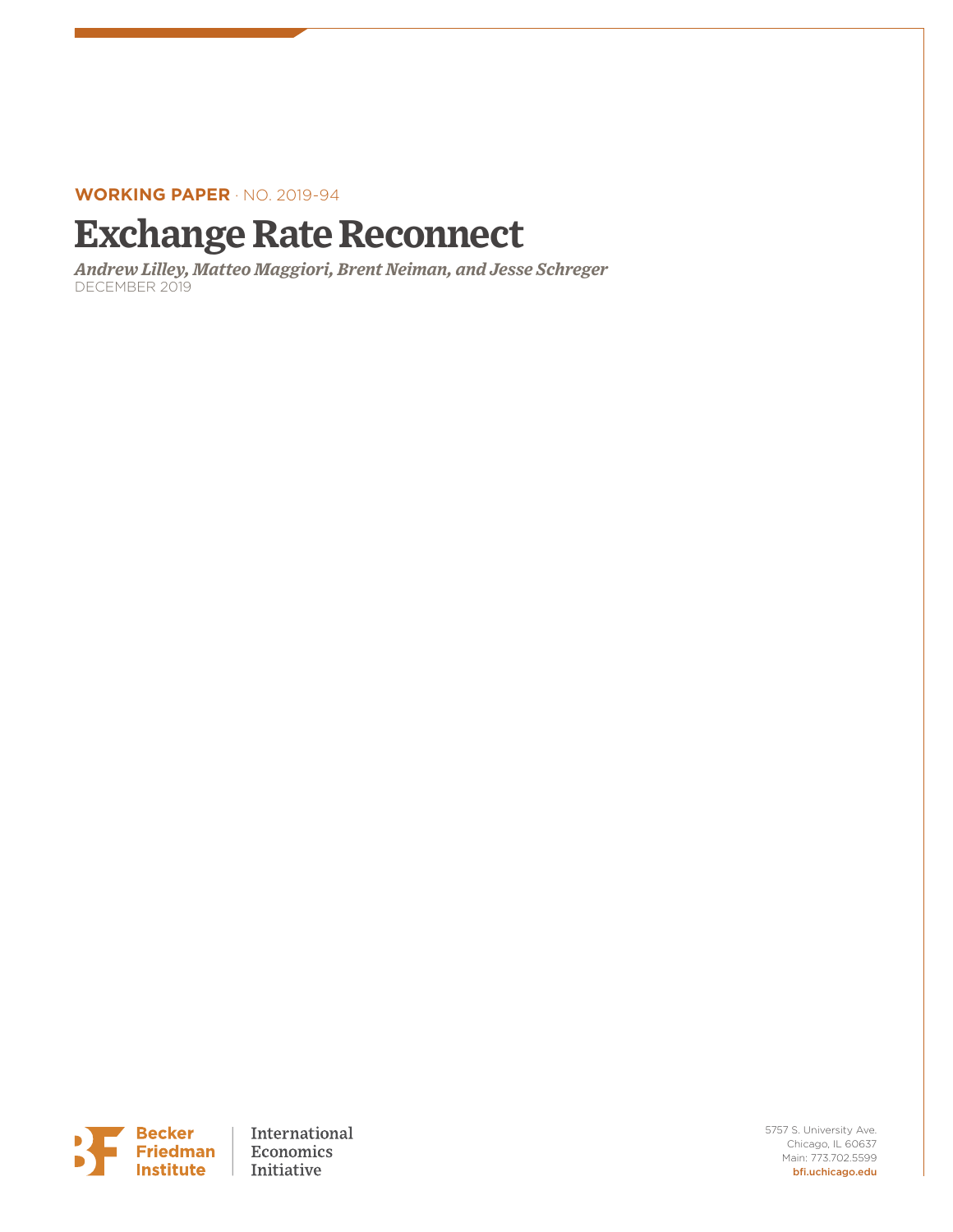**WORKING PAPER** · NO. 2019-94

# Exchange Rate Reconnect

*Andrew Lilley, Matteo Maggiori, Brent Neiman, and Jesse Schreger*

DECEMBER 2019

Becker Friedman Institute | International Economics Initiative

5757 S. University Ave.
Chicago, IL 60637
Main: 773.702.5599
bfi.uchicago.edu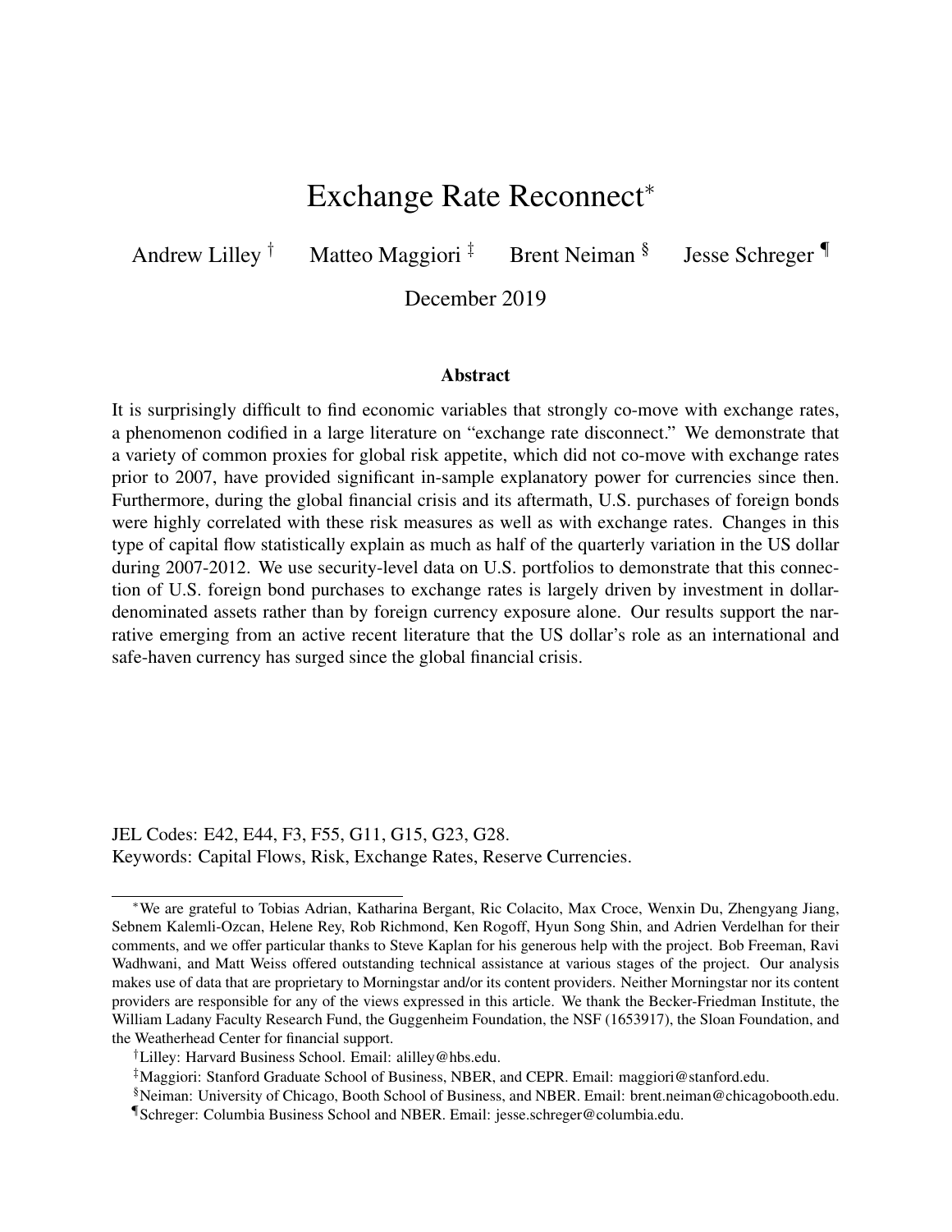# Exchange Rate Reconnect*

Andrew Lilley † Matteo Maggiori ‡ Brent Neiman § Jesse Schreger ¶

December 2019

### Abstract

It is surprisingly difficult to find economic variables that strongly co-move with exchange rates, a phenomenon codified in a large literature on "exchange rate disconnect." We demonstrate that a variety of common proxies for global risk appetite, which did not co-move with exchange rates prior to 2007, have provided significant in-sample explanatory power for currencies since then. Furthermore, during the global financial crisis and its aftermath, U.S. purchases of foreign bonds were highly correlated with these risk measures as well as with exchange rates. Changes in this type of capital flow statistically explain as much as half of the quarterly variation in the US dollar during 2007-2012. We use security-level data on U.S. portfolios to demonstrate that this connection of U.S. foreign bond purchases to exchange rates is largely driven by investment in dollar-denominated assets rather than by foreign currency exposure alone. Our results support the narrative emerging from an active recent literature that the US dollar's role as an international and safe-haven currency has surged since the global financial crisis.

JEL Codes: E42, E44, F3, F55, G11, G15, G23, G28.
Keywords: Capital Flows, Risk, Exchange Rates, Reserve Currencies.

*We are grateful to Tobias Adrian, Katharina Bergant, Ric Colacito, Max Croce, Wenxin Du, Zhengyang Jiang, Sebnem Kalemli-Ozcan, Helene Rey, Rob Richmond, Ken Rogoff, Hyun Song Shin, and Adrien Verdelhan for their comments, and we offer particular thanks to Steve Kaplan for his generous help with the project. Bob Freeman, Ravi Wadhwani, and Matt Weiss offered outstanding technical assistance at various stages of the project. Our analysis makes use of data that are proprietary to Morningstar and/or its content providers. Neither Morningstar nor its content providers are responsible for any of the views expressed in this article. We thank the Becker-Friedman Institute, the William Ladany Faculty Research Fund, the Guggenheim Foundation, the NSF (1653917), the Sloan Foundation, and the Weatherhead Center for financial support.

†Lilley: Harvard Business School. Email: alilley@hbs.edu.

‡Maggiori: Stanford Graduate School of Business, NBER, and CEPR. Email: maggiori@stanford.edu.

§Neiman: University of Chicago, Booth School of Business, and NBER. Email: brent.neiman@chicagobooth.edu.

¶Schreger: Columbia Business School and NBER. Email: jesse.schreger@columbia.edu.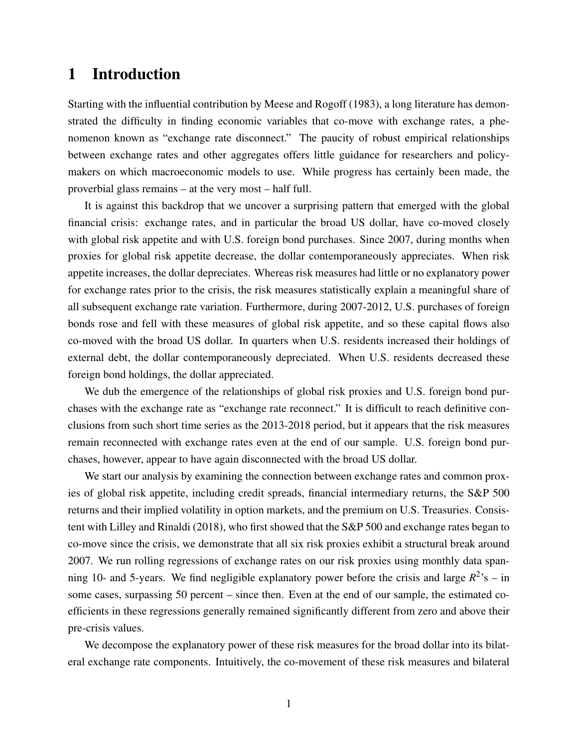# 1 Introduction

Starting with the influential contribution by Meese and Rogoff (1983), a long literature has demonstrated the difficulty in finding economic variables that co-move with exchange rates, a phenomenon known as "exchange rate disconnect." The paucity of robust empirical relationships between exchange rates and other aggregates offers little guidance for researchers and policymakers on which macroeconomic models to use. While progress has certainly been made, the proverbial glass remains – at the very most – half full.

It is against this backdrop that we uncover a surprising pattern that emerged with the global financial crisis: exchange rates, and in particular the broad US dollar, have co-moved closely with global risk appetite and with U.S. foreign bond purchases. Since 2007, during months when proxies for global risk appetite decrease, the dollar contemporaneously appreciates. When risk appetite increases, the dollar depreciates. Whereas risk measures had little or no explanatory power for exchange rates prior to the crisis, the risk measures statistically explain a meaningful share of all subsequent exchange rate variation. Furthermore, during 2007-2012, U.S. purchases of foreign bonds rose and fell with these measures of global risk appetite, and so these capital flows also co-moved with the broad US dollar. In quarters when U.S. residents increased their holdings of external debt, the dollar contemporaneously depreciated. When U.S. residents decreased these foreign bond holdings, the dollar appreciated.

We dub the emergence of the relationships of global risk proxies and U.S. foreign bond purchases with the exchange rate as "exchange rate reconnect." It is difficult to reach definitive conclusions from such short time series as the 2013-2018 period, but it appears that the risk measures remain reconnected with exchange rates even at the end of our sample. U.S. foreign bond purchases, however, appear to have again disconnected with the broad US dollar.

We start our analysis by examining the connection between exchange rates and common proxies of global risk appetite, including credit spreads, financial intermediary returns, the S&P 500 returns and their implied volatility in option markets, and the premium on U.S. Treasuries. Consistent with Lilley and Rinaldi (2018), who first showed that the S&P 500 and exchange rates began to co-move since the crisis, we demonstrate that all six risk proxies exhibit a structural break around 2007. We run rolling regressions of exchange rates on our risk proxies using monthly data spanning 10- and 5-years. We find negligible explanatory power before the crisis and large $R^2$'s – in some cases, surpassing 50 percent – since then. Even at the end of our sample, the estimated coefficients in these regressions generally remained significantly different from zero and above their pre-crisis values.

We decompose the explanatory power of these risk measures for the broad dollar into its bilateral exchange rate components. Intuitively, the co-movement of these risk measures and bilateral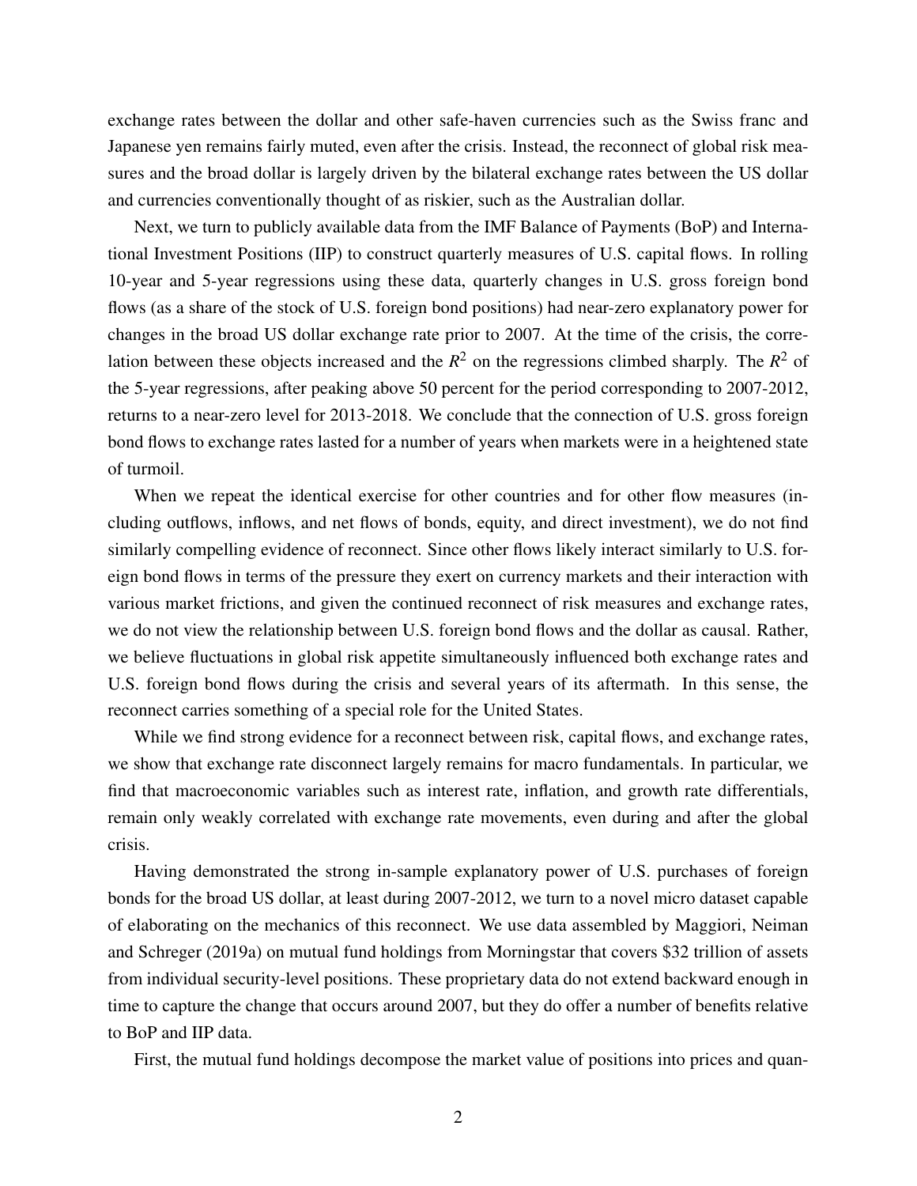exchange rates between the dollar and other safe-haven currencies such as the Swiss franc and Japanese yen remains fairly muted, even after the crisis. Instead, the reconnect of global risk measures and the broad dollar is largely driven by the bilateral exchange rates between the US dollar and currencies conventionally thought of as riskier, such as the Australian dollar.

Next, we turn to publicly available data from the IMF Balance of Payments (BoP) and International Investment Positions (IIP) to construct quarterly measures of U.S. capital flows. In rolling 10-year and 5-year regressions using these data, quarterly changes in U.S. gross foreign bond flows (as a share of the stock of U.S. foreign bond positions) had near-zero explanatory power for changes in the broad US dollar exchange rate prior to 2007. At the time of the crisis, the correlation between these objects increased and the $R^2$ on the regressions climbed sharply. The $R^2$ of the 5-year regressions, after peaking above 50 percent for the period corresponding to 2007-2012, returns to a near-zero level for 2013-2018. We conclude that the connection of U.S. gross foreign bond flows to exchange rates lasted for a number of years when markets were in a heightened state of turmoil.

When we repeat the identical exercise for other countries and for other flow measures (including outflows, inflows, and net flows of bonds, equity, and direct investment), we do not find similarly compelling evidence of reconnect. Since other flows likely interact similarly to U.S. foreign bond flows in terms of the pressure they exert on currency markets and their interaction with various market frictions, and given the continued reconnect of risk measures and exchange rates, we do not view the relationship between U.S. foreign bond flows and the dollar as causal. Rather, we believe fluctuations in global risk appetite simultaneously influenced both exchange rates and U.S. foreign bond flows during the crisis and several years of its aftermath. In this sense, the reconnect carries something of a special role for the United States.

While we find strong evidence for a reconnect between risk, capital flows, and exchange rates, we show that exchange rate disconnect largely remains for macro fundamentals. In particular, we find that macroeconomic variables such as interest rate, inflation, and growth rate differentials, remain only weakly correlated with exchange rate movements, even during and after the global crisis.

Having demonstrated the strong in-sample explanatory power of U.S. purchases of foreign bonds for the broad US dollar, at least during 2007-2012, we turn to a novel micro dataset capable of elaborating on the mechanics of this reconnect. We use data assembled by Maggiori, Neiman and Schreger (2019a) on mutual fund holdings from Morningstar that covers \$32 trillion of assets from individual security-level positions. These proprietary data do not extend backward enough in time to capture the change that occurs around 2007, but they do offer a number of benefits relative to BoP and IIP data.

First, the mutual fund holdings decompose the market value of positions into prices and quan-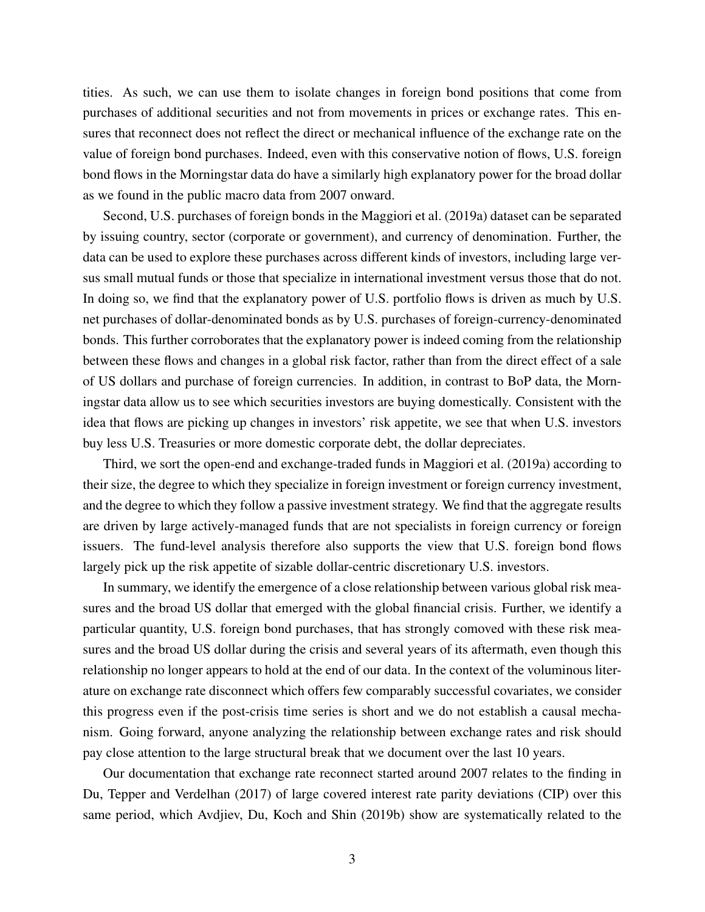tities. As such, we can use them to isolate changes in foreign bond positions that come from purchases of additional securities and not from movements in prices or exchange rates. This ensures that reconnect does not reflect the direct or mechanical influence of the exchange rate on the value of foreign bond purchases. Indeed, even with this conservative notion of flows, U.S. foreign bond flows in the Morningstar data do have a similarly high explanatory power for the broad dollar as we found in the public macro data from 2007 onward.

Second, U.S. purchases of foreign bonds in the Maggiori et al. (2019a) dataset can be separated by issuing country, sector (corporate or government), and currency of denomination. Further, the data can be used to explore these purchases across different kinds of investors, including large versus small mutual funds or those that specialize in international investment versus those that do not. In doing so, we find that the explanatory power of U.S. portfolio flows is driven as much by U.S. net purchases of dollar-denominated bonds as by U.S. purchases of foreign-currency-denominated bonds. This further corroborates that the explanatory power is indeed coming from the relationship between these flows and changes in a global risk factor, rather than from the direct effect of a sale of US dollars and purchase of foreign currencies. In addition, in contrast to BoP data, the Morningstar data allow us to see which securities investors are buying domestically. Consistent with the idea that flows are picking up changes in investors' risk appetite, we see that when U.S. investors buy less U.S. Treasuries or more domestic corporate debt, the dollar depreciates.

Third, we sort the open-end and exchange-traded funds in Maggiori et al. (2019a) according to their size, the degree to which they specialize in foreign investment or foreign currency investment, and the degree to which they follow a passive investment strategy. We find that the aggregate results are driven by large actively-managed funds that are not specialists in foreign currency or foreign issuers. The fund-level analysis therefore also supports the view that U.S. foreign bond flows largely pick up the risk appetite of sizable dollar-centric discretionary U.S. investors.

In summary, we identify the emergence of a close relationship between various global risk measures and the broad US dollar that emerged with the global financial crisis. Further, we identify a particular quantity, U.S. foreign bond purchases, that has strongly comoved with these risk measures and the broad US dollar during the crisis and several years of its aftermath, even though this relationship no longer appears to hold at the end of our data. In the context of the voluminous literature on exchange rate disconnect which offers few comparably successful covariates, we consider this progress even if the post-crisis time series is short and we do not establish a causal mechanism. Going forward, anyone analyzing the relationship between exchange rates and risk should pay close attention to the large structural break that we document over the last 10 years.

Our documentation that exchange rate reconnect started around 2007 relates to the finding in Du, Tepper and Verdelhan (2017) of large covered interest rate parity deviations (CIP) over this same period, which Avdjiev, Du, Koch and Shin (2019b) show are systematically related to the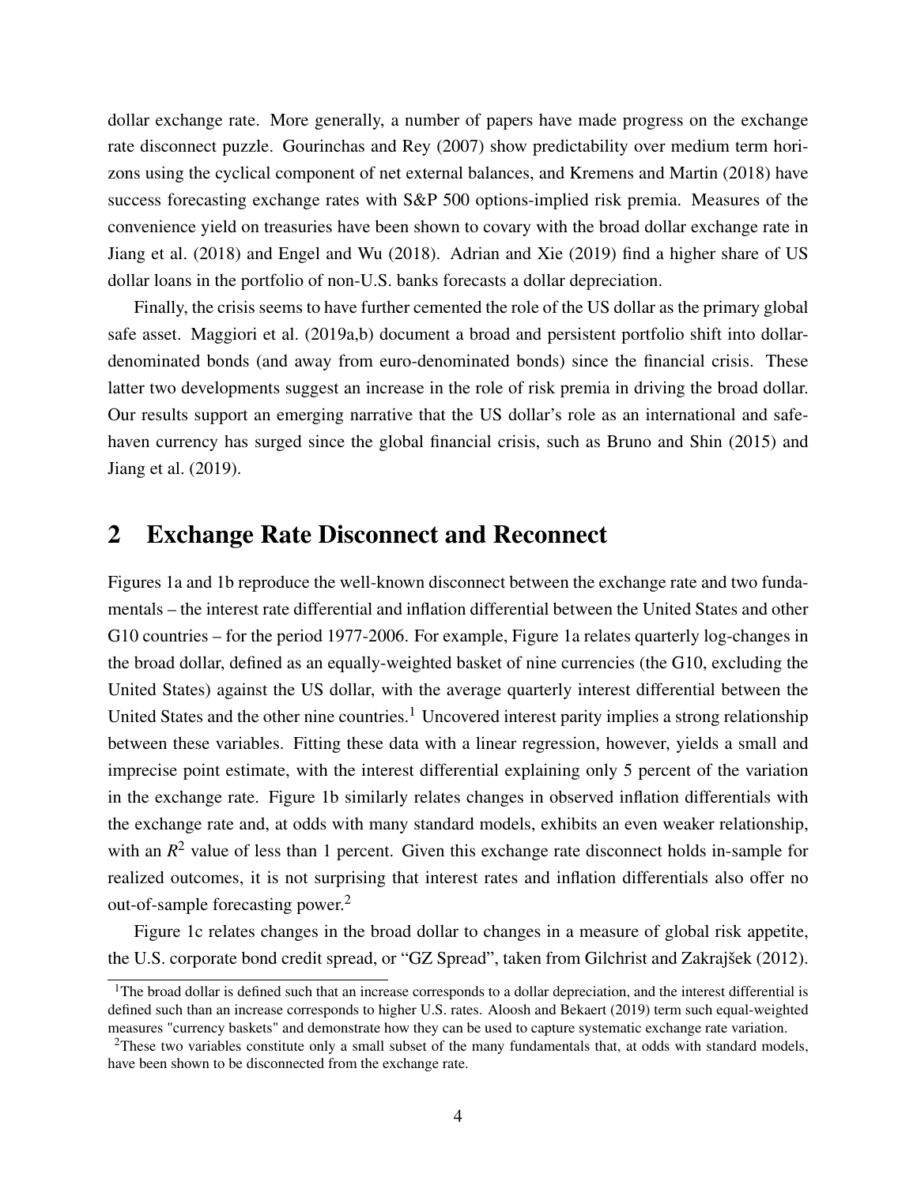dollar exchange rate. More generally, a number of papers have made progress on the exchange rate disconnect puzzle. Gourinchas and Rey (2007) show predictability over medium term horizons using the cyclical component of net external balances, and Kremens and Martin (2018) have success forecasting exchange rates with S&P 500 options-implied risk premia. Measures of the convenience yield on treasuries have been shown to covary with the broad dollar exchange rate in Jiang et al. (2018) and Engel and Wu (2018). Adrian and Xie (2019) find a higher share of US dollar loans in the portfolio of non-U.S. banks forecasts a dollar depreciation.

Finally, the crisis seems to have further cemented the role of the US dollar as the primary global safe asset. Maggiori et al. (2019a,b) document a broad and persistent portfolio shift into dollar-denominated bonds (and away from euro-denominated bonds) since the financial crisis. These latter two developments suggest an increase in the role of risk premia in driving the broad dollar. Our results support an emerging narrative that the US dollar's role as an international and safe-haven currency has surged since the global financial crisis, such as Bruno and Shin (2015) and Jiang et al. (2019).

## 2 Exchange Rate Disconnect and Reconnect

Figures 1a and 1b reproduce the well-known disconnect between the exchange rate and two fundamentals – the interest rate differential and inflation differential between the United States and other G10 countries – for the period 1977-2006. For example, Figure 1a relates quarterly log-changes in the broad dollar, defined as an equally-weighted basket of nine currencies (the G10, excluding the United States) against the US dollar, with the average quarterly interest differential between the United States and the other nine countries.[1] Uncovered interest parity implies a strong relationship between these variables. Fitting these data with a linear regression, however, yields a small and imprecise point estimate, with the interest differential explaining only 5 percent of the variation in the exchange rate. Figure 1b similarly relates changes in observed inflation differentials with the exchange rate and, at odds with many standard models, exhibits an even weaker relationship, with an $R^2$ value of less than 1 percent. Given this exchange rate disconnect holds in-sample for realized outcomes, it is not surprising that interest rates and inflation differentials also offer no out-of-sample forecasting power.[2]

Figure 1c relates changes in the broad dollar to changes in a measure of global risk appetite, the U.S. corporate bond credit spread, or "GZ Spread", taken from Gilchrist and Zakrajšek (2012).

[1] The broad dollar is defined such that an increase corresponds to a dollar depreciation, and the interest differential is defined such than an increase corresponds to higher U.S. rates. Aloosh and Bekaert (2019) term such equal-weighted measures "currency baskets" and demonstrate how they can be used to capture systematic exchange rate variation.

[2] These two variables constitute only a small subset of the many fundamentals that, at odds with standard models, have been shown to be disconnected from the exchange rate.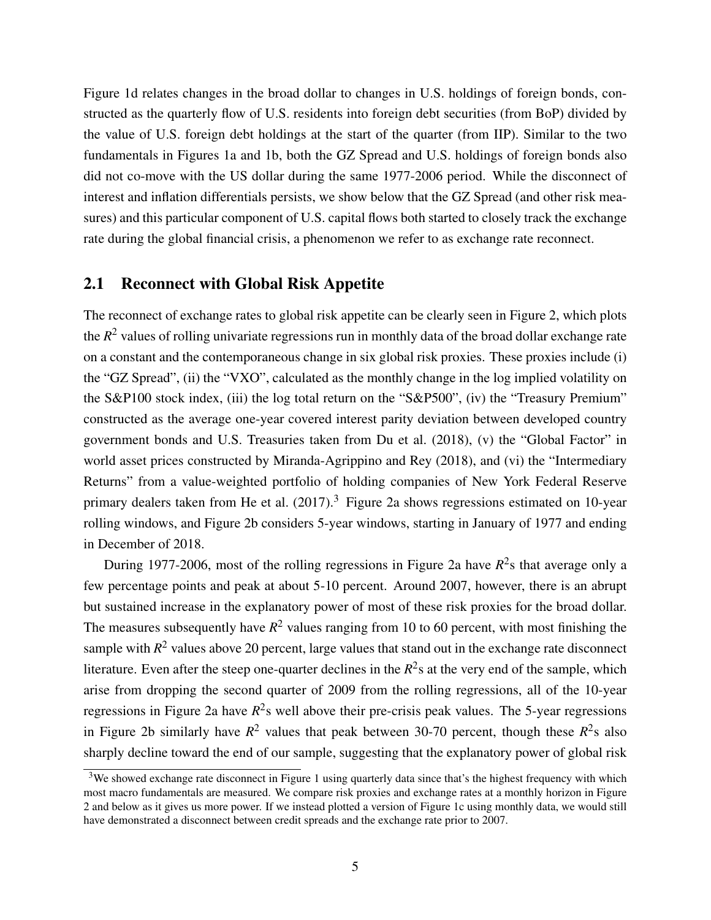Figure 1d relates changes in the broad dollar to changes in U.S. holdings of foreign bonds, constructed as the quarterly flow of U.S. residents into foreign debt securities (from BoP) divided by the value of U.S. foreign debt holdings at the start of the quarter (from IIP). Similar to the two fundamentals in Figures 1a and 1b, both the GZ Spread and U.S. holdings of foreign bonds also did not co-move with the US dollar during the same 1977-2006 period. While the disconnect of interest and inflation differentials persists, we show below that the GZ Spread (and other risk measures) and this particular component of U.S. capital flows both started to closely track the exchange rate during the global financial crisis, a phenomenon we refer to as exchange rate reconnect.

## 2.1 Reconnect with Global Risk Appetite

The reconnect of exchange rates to global risk appetite can be clearly seen in Figure 2, which plots the $R^2$ values of rolling univariate regressions run in monthly data of the broad dollar exchange rate on a constant and the contemporaneous change in six global risk proxies. These proxies include (i) the "GZ Spread", (ii) the "VXO", calculated as the monthly change in the log implied volatility on the S&P100 stock index, (iii) the log total return on the "S&P500", (iv) the "Treasury Premium" constructed as the average one-year covered interest parity deviation between developed country government bonds and U.S. Treasuries taken from Du et al. (2018), (v) the "Global Factor" in world asset prices constructed by Miranda-Agrippino and Rey (2018), and (vi) the "Intermediary Returns" from a value-weighted portfolio of holding companies of New York Federal Reserve primary dealers taken from He et al. (2017).[3] Figure 2a shows regressions estimated on 10-year rolling windows, and Figure 2b considers 5-year windows, starting in January of 1977 and ending in December of 2018.

During 1977-2006, most of the rolling regressions in Figure 2a have $R^2$s that average only a few percentage points and peak at about 5-10 percent. Around 2007, however, there is an abrupt but sustained increase in the explanatory power of most of these risk proxies for the broad dollar. The measures subsequently have $R^2$ values ranging from 10 to 60 percent, with most finishing the sample with $R^2$ values above 20 percent, large values that stand out in the exchange rate disconnect literature. Even after the steep one-quarter declines in the $R^2$s at the very end of the sample, which arise from dropping the second quarter of 2009 from the rolling regressions, all of the 10-year regressions in Figure 2a have $R^2$s well above their pre-crisis peak values. The 5-year regressions in Figure 2b similarly have $R^2$ values that peak between 30-70 percent, though these $R^2$s also sharply decline toward the end of our sample, suggesting that the explanatory power of global risk

[3]We showed exchange rate disconnect in Figure 1 using quarterly data since that's the highest frequency with which most macro fundamentals are measured. We compare risk proxies and exchange rates at a monthly horizon in Figure 2 and below as it gives us more power. If we instead plotted a version of Figure 1c using monthly data, we would still have demonstrated a disconnect between credit spreads and the exchange rate prior to 2007.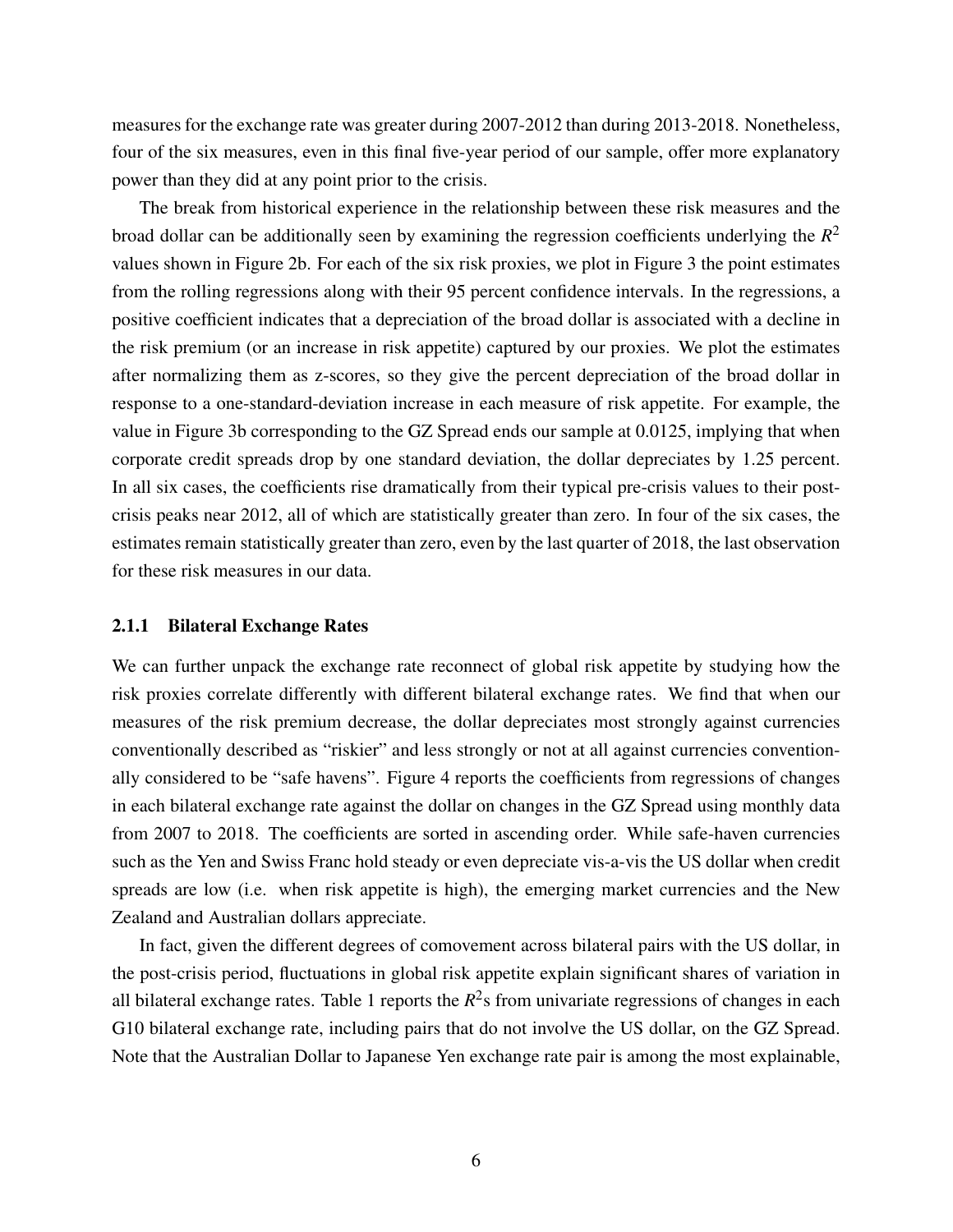measures for the exchange rate was greater during 2007-2012 than during 2013-2018. Nonetheless, four of the six measures, even in this final five-year period of our sample, offer more explanatory power than they did at any point prior to the crisis.

The break from historical experience in the relationship between these risk measures and the broad dollar can be additionally seen by examining the regression coefficients underlying the $R^2$ values shown in Figure 2b. For each of the six risk proxies, we plot in Figure 3 the point estimates from the rolling regressions along with their 95 percent confidence intervals. In the regressions, a positive coefficient indicates that a depreciation of the broad dollar is associated with a decline in the risk premium (or an increase in risk appetite) captured by our proxies. We plot the estimates after normalizing them as z-scores, so they give the percent depreciation of the broad dollar in response to a one-standard-deviation increase in each measure of risk appetite. For example, the value in Figure 3b corresponding to the GZ Spread ends our sample at 0.0125, implying that when corporate credit spreads drop by one standard deviation, the dollar depreciates by 1.25 percent. In all six cases, the coefficients rise dramatically from their typical pre-crisis values to their post-crisis peaks near 2012, all of which are statistically greater than zero. In four of the six cases, the estimates remain statistically greater than zero, even by the last quarter of 2018, the last observation for these risk measures in our data.

### 2.1.1 Bilateral Exchange Rates

We can further unpack the exchange rate reconnect of global risk appetite by studying how the risk proxies correlate differently with different bilateral exchange rates. We find that when our measures of the risk premium decrease, the dollar depreciates most strongly against currencies conventionally described as "riskier" and less strongly or not at all against currencies conventionally considered to be "safe havens". Figure 4 reports the coefficients from regressions of changes in each bilateral exchange rate against the dollar on changes in the GZ Spread using monthly data from 2007 to 2018. The coefficients are sorted in ascending order. While safe-haven currencies such as the Yen and Swiss Franc hold steady or even depreciate vis-a-vis the US dollar when credit spreads are low (i.e. when risk appetite is high), the emerging market currencies and the New Zealand and Australian dollars appreciate.

In fact, given the different degrees of comovement across bilateral pairs with the US dollar, in the post-crisis period, fluctuations in global risk appetite explain significant shares of variation in all bilateral exchange rates. Table 1 reports the $R^2$s from univariate regressions of changes in each G10 bilateral exchange rate, including pairs that do not involve the US dollar, on the GZ Spread. Note that the Australian Dollar to Japanese Yen exchange rate pair is among the most explainable,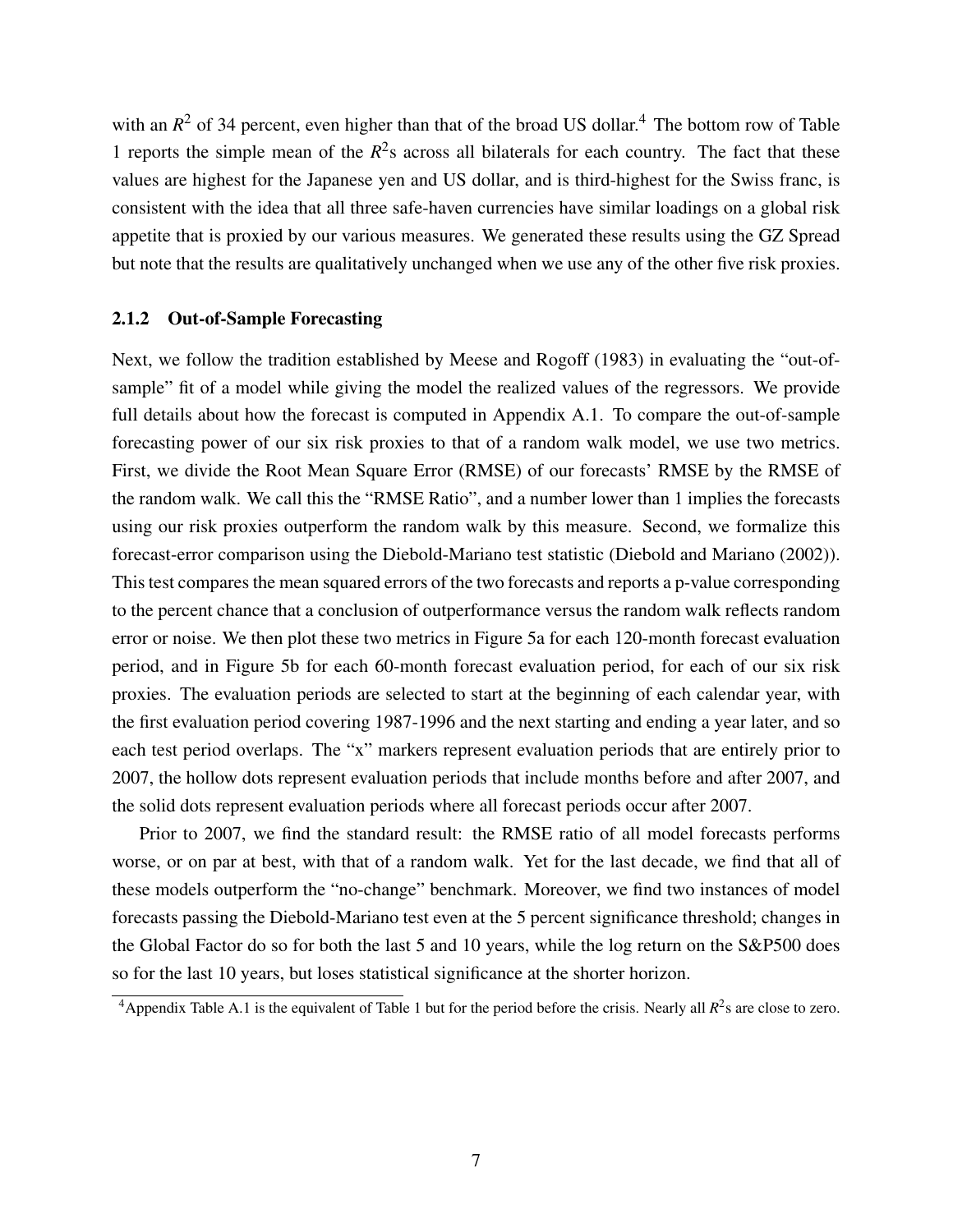with an $R^2$ of 34 percent, even higher than that of the broad US dollar.[4] The bottom row of Table 1 reports the simple mean of the $R^2$s across all bilaterals for each country. The fact that these values are highest for the Japanese yen and US dollar, and is third-highest for the Swiss franc, is consistent with the idea that all three safe-haven currencies have similar loadings on a global risk appetite that is proxied by our various measures. We generated these results using the GZ Spread but note that the results are qualitatively unchanged when we use any of the other five risk proxies.

### 2.1.2 Out-of-Sample Forecasting

Next, we follow the tradition established by Meese and Rogoff (1983) in evaluating the "out-of-sample" fit of a model while giving the model the realized values of the regressors. We provide full details about how the forecast is computed in Appendix A.1. To compare the out-of-sample forecasting power of our six risk proxies to that of a random walk model, we use two metrics. First, we divide the Root Mean Square Error (RMSE) of our forecasts' RMSE by the RMSE of the random walk. We call this the "RMSE Ratio", and a number lower than 1 implies the forecasts using our risk proxies outperform the random walk by this measure. Second, we formalize this forecast-error comparison using the Diebold-Mariano test statistic (Diebold and Mariano (2002)). This test compares the mean squared errors of the two forecasts and reports a p-value corresponding to the percent chance that a conclusion of outperformance versus the random walk reflects random error or noise. We then plot these two metrics in Figure 5a for each 120-month forecast evaluation period, and in Figure 5b for each 60-month forecast evaluation period, for each of our six risk proxies. The evaluation periods are selected to start at the beginning of each calendar year, with the first evaluation period covering 1987-1996 and the next starting and ending a year later, and so each test period overlaps. The "x" markers represent evaluation periods that are entirely prior to 2007, the hollow dots represent evaluation periods that include months before and after 2007, and the solid dots represent evaluation periods where all forecast periods occur after 2007.

Prior to 2007, we find the standard result: the RMSE ratio of all model forecasts performs worse, or on par at best, with that of a random walk. Yet for the last decade, we find that all of these models outperform the "no-change" benchmark. Moreover, we find two instances of model forecasts passing the Diebold-Mariano test even at the 5 percent significance threshold; changes in the Global Factor do so for both the last 5 and 10 years, while the log return on the S&P500 does so for the last 10 years, but loses statistical significance at the shorter horizon.

[4] Appendix Table A.1 is the equivalent of Table 1 but for the period before the crisis. Nearly all $R^2$s are close to zero.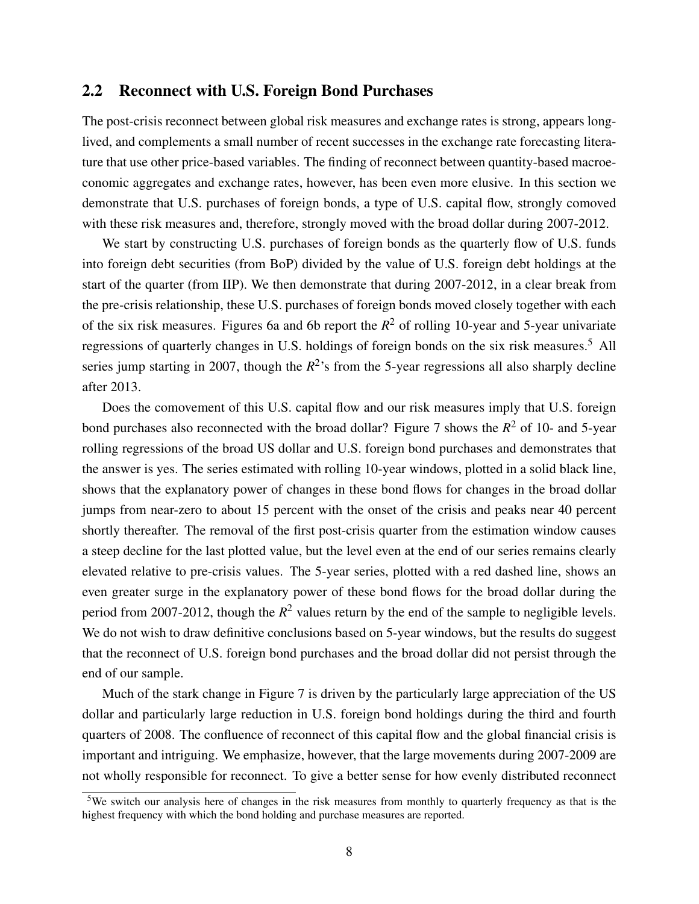## 2.2 Reconnect with U.S. Foreign Bond Purchases

The post-crisis reconnect between global risk measures and exchange rates is strong, appears long-lived, and complements a small number of recent successes in the exchange rate forecasting literature that use other price-based variables. The finding of reconnect between quantity-based macroeconomic aggregates and exchange rates, however, has been even more elusive. In this section we demonstrate that U.S. purchases of foreign bonds, a type of U.S. capital flow, strongly comoved with these risk measures and, therefore, strongly moved with the broad dollar during 2007-2012.

We start by constructing U.S. purchases of foreign bonds as the quarterly flow of U.S. funds into foreign debt securities (from BoP) divided by the value of U.S. foreign debt holdings at the start of the quarter (from IIP). We then demonstrate that during 2007-2012, in a clear break from the pre-crisis relationship, these U.S. purchases of foreign bonds moved closely together with each of the six risk measures. Figures 6a and 6b report the $R^2$ of rolling 10-year and 5-year univariate regressions of quarterly changes in U.S. holdings of foreign bonds on the six risk measures.[5] All series jump starting in 2007, though the $R^2$'s from the 5-year regressions all also sharply decline after 2013.

Does the comovement of this U.S. capital flow and our risk measures imply that U.S. foreign bond purchases also reconnected with the broad dollar? Figure 7 shows the $R^2$ of 10- and 5-year rolling regressions of the broad US dollar and U.S. foreign bond purchases and demonstrates that the answer is yes. The series estimated with rolling 10-year windows, plotted in a solid black line, shows that the explanatory power of changes in these bond flows for changes in the broad dollar jumps from near-zero to about 15 percent with the onset of the crisis and peaks near 40 percent shortly thereafter. The removal of the first post-crisis quarter from the estimation window causes a steep decline for the last plotted value, but the level even at the end of our series remains clearly elevated relative to pre-crisis values. The 5-year series, plotted with a red dashed line, shows an even greater surge in the explanatory power of these bond flows for the broad dollar during the period from 2007-2012, though the $R^2$ values return by the end of the sample to negligible levels. We do not wish to draw definitive conclusions based on 5-year windows, but the results do suggest that the reconnect of U.S. foreign bond purchases and the broad dollar did not persist through the end of our sample.

Much of the stark change in Figure 7 is driven by the particularly large appreciation of the US dollar and particularly large reduction in U.S. foreign bond holdings during the third and fourth quarters of 2008. The confluence of reconnect of this capital flow and the global financial crisis is important and intriguing. We emphasize, however, that the large movements during 2007-2009 are not wholly responsible for reconnect. To give a better sense for how evenly distributed reconnect

[5] We switch our analysis here of changes in the risk measures from monthly to quarterly frequency as that is the highest frequency with which the bond holding and purchase measures are reported.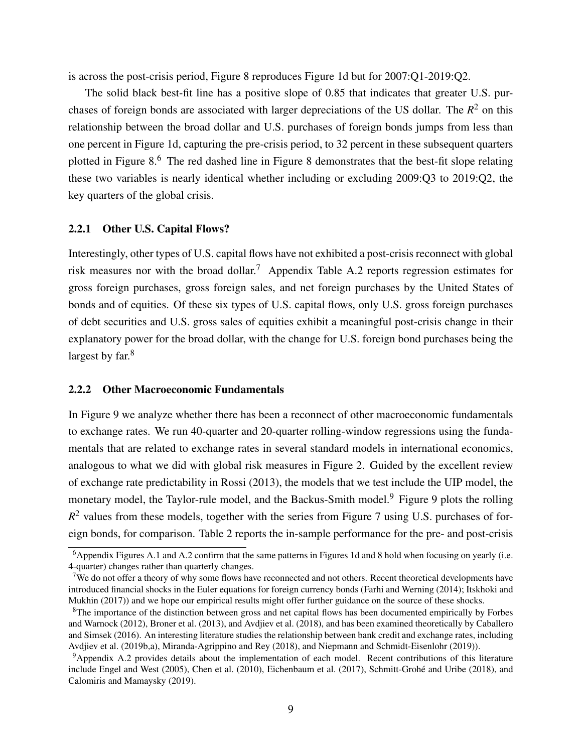is across the post-crisis period, Figure 8 reproduces Figure 1d but for 2007:Q1-2019:Q2.

The solid black best-fit line has a positive slope of 0.85 that indicates that greater U.S. purchases of foreign bonds are associated with larger depreciations of the US dollar. The $R^2$ on this relationship between the broad dollar and U.S. purchases of foreign bonds jumps from less than one percent in Figure 1d, capturing the pre-crisis period, to 32 percent in these subsequent quarters plotted in Figure 8.[6] The red dashed line in Figure 8 demonstrates that the best-fit slope relating these two variables is nearly identical whether including or excluding 2009:Q3 to 2019:Q2, the key quarters of the global crisis.

### 2.2.1 Other U.S. Capital Flows?

Interestingly, other types of U.S. capital flows have not exhibited a post-crisis reconnect with global risk measures nor with the broad dollar.[7] Appendix Table A.2 reports regression estimates for gross foreign purchases, gross foreign sales, and net foreign purchases by the United States of bonds and of equities. Of these six types of U.S. capital flows, only U.S. gross foreign purchases of debt securities and U.S. gross sales of equities exhibit a meaningful post-crisis change in their explanatory power for the broad dollar, with the change for U.S. foreign bond purchases being the largest by far.[8]

### 2.2.2 Other Macroeconomic Fundamentals

In Figure 9 we analyze whether there has been a reconnect of other macroeconomic fundamentals to exchange rates. We run 40-quarter and 20-quarter rolling-window regressions using the fundamentals that are related to exchange rates in several standard models in international economics, analogous to what we did with global risk measures in Figure 2. Guided by the excellent review of exchange rate predictability in Rossi (2013), the models that we test include the UIP model, the monetary model, the Taylor-rule model, and the Backus-Smith model.[9] Figure 9 plots the rolling $R^2$ values from these models, together with the series from Figure 7 using U.S. purchases of foreign bonds, for comparison. Table 2 reports the in-sample performance for the pre- and post-crisis

---

[6] Appendix Figures A.1 and A.2 confirm that the same patterns in Figures 1d and 8 hold when focusing on yearly (i.e. 4-quarter) changes rather than quarterly changes.

[7] We do not offer a theory of why some flows have reconnected and not others. Recent theoretical developments have introduced financial shocks in the Euler equations for foreign currency bonds (Farhi and Werning (2014); Itskhoki and Mukhin (2017)) and we hope our empirical results might offer further guidance on the source of these shocks.

[8] The importance of the distinction between gross and net capital flows has been documented empirically by Forbes and Warnock (2012), Broner et al. (2013), and Avdjiev et al. (2018), and has been examined theoretically by Caballero and Simsek (2016). An interesting literature studies the relationship between bank credit and exchange rates, including Avdjiev et al. (2019b,a), Miranda-Agrippino and Rey (2018), and Niepmann and Schmidt-Eisenlohr (2019)).

[9] Appendix A.2 provides details about the implementation of each model. Recent contributions of this literature include Engel and West (2005), Chen et al. (2010), Eichenbaum et al. (2017), Schmitt-Grohé and Uribe (2018), and Calomiris and Mamaysky (2019).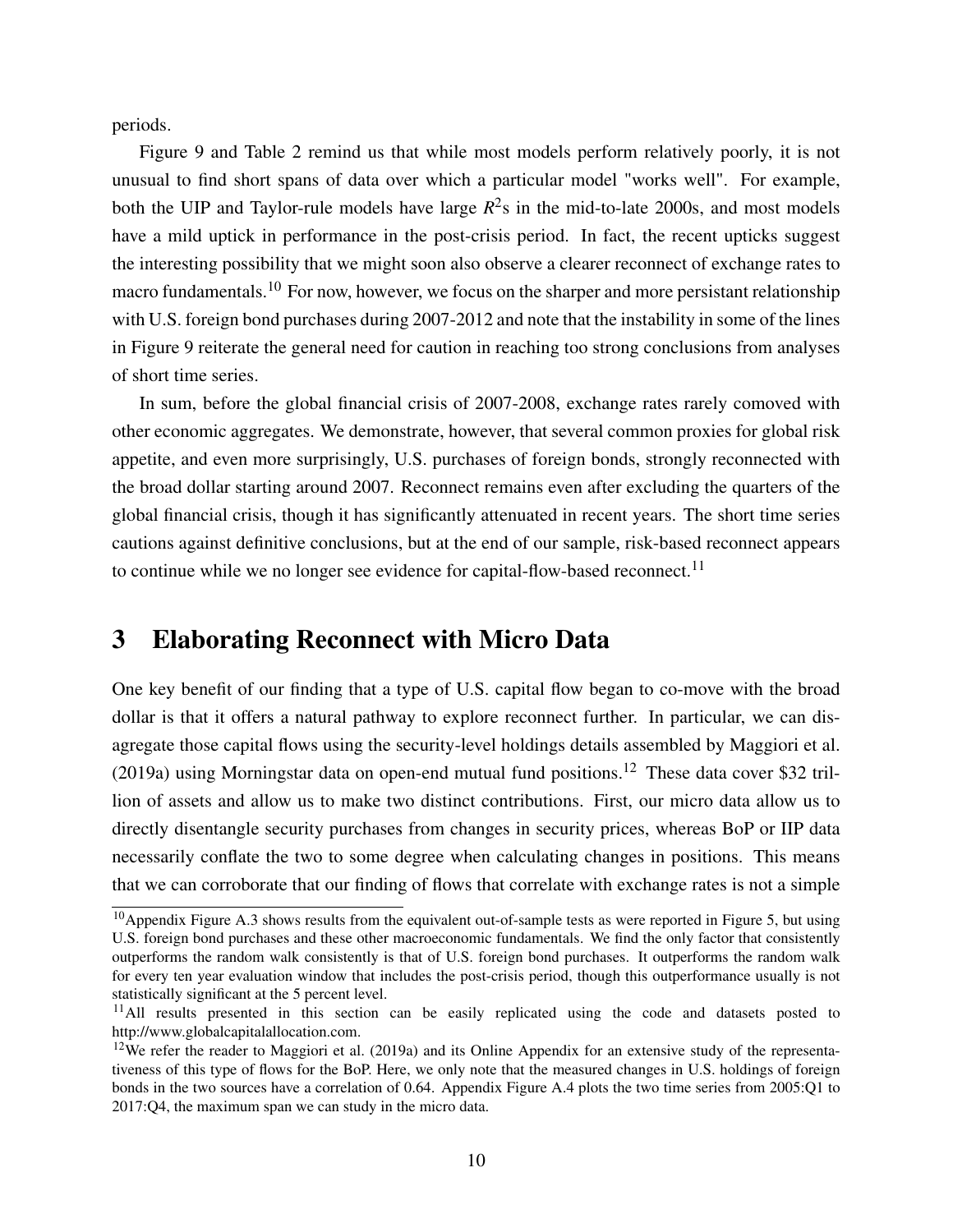periods.

Figure 9 and Table 2 remind us that while most models perform relatively poorly, it is not unusual to find short spans of data over which a particular model "works well". For example, both the UIP and Taylor-rule models have large $R^2$s in the mid-to-late 2000s, and most models have a mild uptick in performance in the post-crisis period. In fact, the recent upticks suggest the interesting possibility that we might soon also observe a clearer reconnect of exchange rates to macro fundamentals.[10] For now, however, we focus on the sharper and more persistant relationship with U.S. foreign bond purchases during 2007-2012 and note that the instability in some of the lines in Figure 9 reiterate the general need for caution in reaching too strong conclusions from analyses of short time series.

In sum, before the global financial crisis of 2007-2008, exchange rates rarely comoved with other economic aggregates. We demonstrate, however, that several common proxies for global risk appetite, and even more surprisingly, U.S. purchases of foreign bonds, strongly reconnected with the broad dollar starting around 2007. Reconnect remains even after excluding the quarters of the global financial crisis, though it has significantly attenuated in recent years. The short time series cautions against definitive conclusions, but at the end of our sample, risk-based reconnect appears to continue while we no longer see evidence for capital-flow-based reconnect.[11]

## 3 Elaborating Reconnect with Micro Data

One key benefit of our finding that a type of U.S. capital flow began to co-move with the broad dollar is that it offers a natural pathway to explore reconnect further. In particular, we can disagregate those capital flows using the security-level holdings details assembled by Maggiori et al. (2019a) using Morningstar data on open-end mutual fund positions.[12] These data cover $32 trillion of assets and allow us to make two distinct contributions. First, our micro data allow us to directly disentangle security purchases from changes in security prices, whereas BoP or IIP data necessarily conflate the two to some degree when calculating changes in positions. This means that we can corroborate that our finding of flows that correlate with exchange rates is not a simple

[10] Appendix Figure A.3 shows results from the equivalent out-of-sample tests as were reported in Figure 5, but using U.S. foreign bond purchases and these other macroeconomic fundamentals. We find the only factor that consistently outperforms the random walk consistently is that of U.S. foreign bond purchases. It outperforms the random walk for every ten year evaluation window that includes the post-crisis period, though this outperformance usually is not statistically significant at the 5 percent level.

[11] All results presented in this section can be easily replicated using the code and datasets posted to http://www.globalcapitalallocation.com.

[12] We refer the reader to Maggiori et al. (2019a) and its Online Appendix for an extensive study of the representativeness of this type of flows for the BoP. Here, we only note that the measured changes in U.S. holdings of foreign bonds in the two sources have a correlation of 0.64. Appendix Figure A.4 plots the two time series from 2005:Q1 to 2017:Q4, the maximum span we can study in the micro data.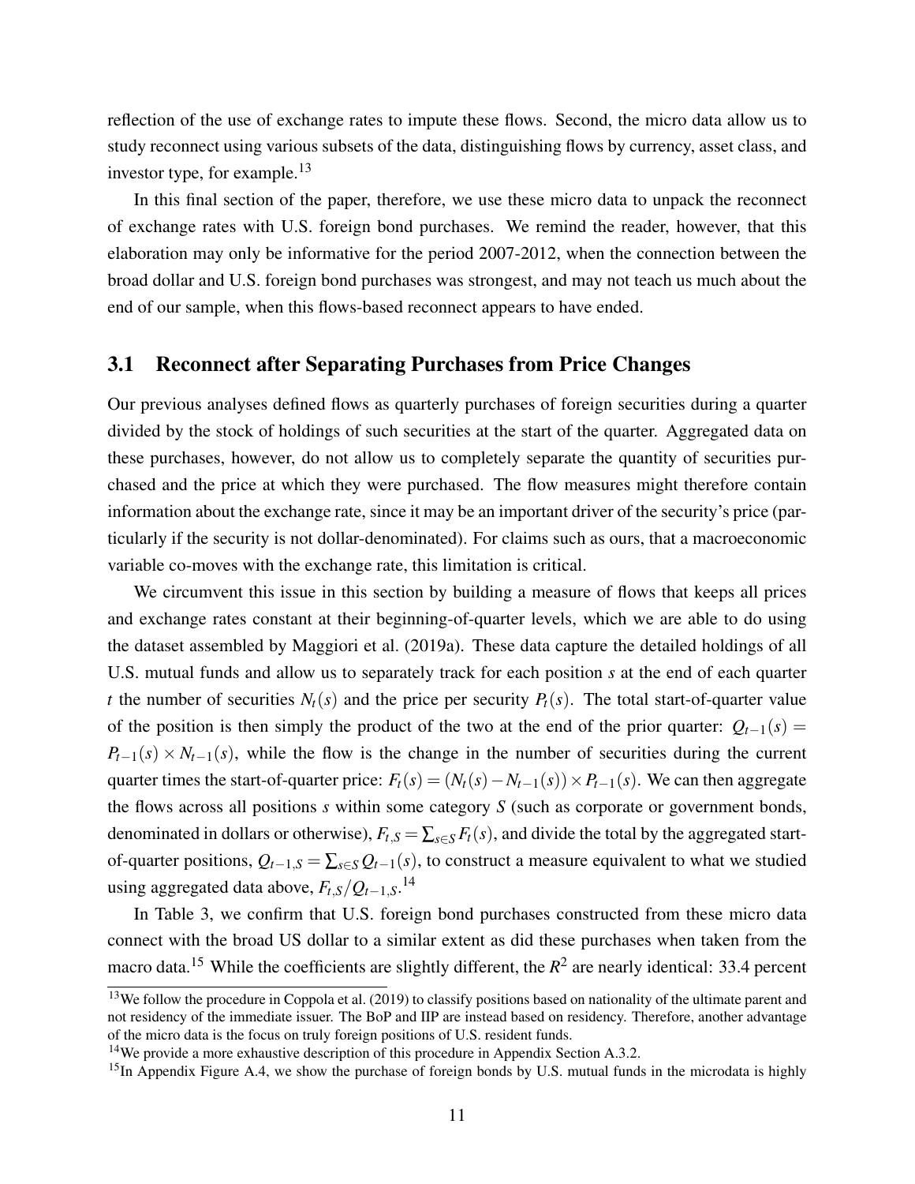reflection of the use of exchange rates to impute these flows. Second, the micro data allow us to study reconnect using various subsets of the data, distinguishing flows by currency, asset class, and investor type, for example.[13]

In this final section of the paper, therefore, we use these micro data to unpack the reconnect of exchange rates with U.S. foreign bond purchases. We remind the reader, however, that this elaboration may only be informative for the period 2007-2012, when the connection between the broad dollar and U.S. foreign bond purchases was strongest, and may not teach us much about the end of our sample, when this flows-based reconnect appears to have ended.

## 3.1 Reconnect after Separating Purchases from Price Changes

Our previous analyses defined flows as quarterly purchases of foreign securities during a quarter divided by the stock of holdings of such securities at the start of the quarter. Aggregated data on these purchases, however, do not allow us to completely separate the quantity of securities purchased and the price at which they were purchased. The flow measures might therefore contain information about the exchange rate, since it may be an important driver of the security's price (particularly if the security is not dollar-denominated). For claims such as ours, that a macroeconomic variable co-moves with the exchange rate, this limitation is critical.

We circumvent this issue in this section by building a measure of flows that keeps all prices and exchange rates constant at their beginning-of-quarter levels, which we are able to do using the dataset assembled by Maggiori et al. (2019a). These data capture the detailed holdings of all U.S. mutual funds and allow us to separately track for each position $s$ at the end of each quarter $t$ the number of securities $N_t(s)$ and the price per security $P_t(s)$. The total start-of-quarter value of the position is then simply the product of the two at the end of the prior quarter: $Q_{t-1}(s) = P_{t-1}(s) \times N_{t-1}(s)$, while the flow is the change in the number of securities during the current quarter times the start-of-quarter price: $F_t(s) = (N_t(s) - N_{t-1}(s)) \times P_{t-1}(s)$. We can then aggregate the flows across all positions $s$ within some category $S$ (such as corporate or government bonds, denominated in dollars or otherwise), $F_{t,S} = \sum_{s \in S} F_t(s)$, and divide the total by the aggregated start-of-quarter positions, $Q_{t-1,S} = \sum_{s \in S} Q_{t-1}(s)$, to construct a measure equivalent to what we studied using aggregated data above, $F_{t,S}/Q_{t-1,S}$.[14]

In Table 3, we confirm that U.S. foreign bond purchases constructed from these micro data connect with the broad US dollar to a similar extent as did these purchases when taken from the macro data.[15] While the coefficients are slightly different, the $R^2$ are nearly identical: 33.4 percent

[13] We follow the procedure in Coppola et al. (2019) to classify positions based on nationality of the ultimate parent and not residency of the immediate issuer. The BoP and IIP are instead based on residency. Therefore, another advantage of the micro data is the focus on truly foreign positions of U.S. resident funds.

[14] We provide a more exhaustive description of this procedure in Appendix Section A.3.2.

[15] In Appendix Figure A.4, we show the purchase of foreign bonds by U.S. mutual funds in the microdata is highly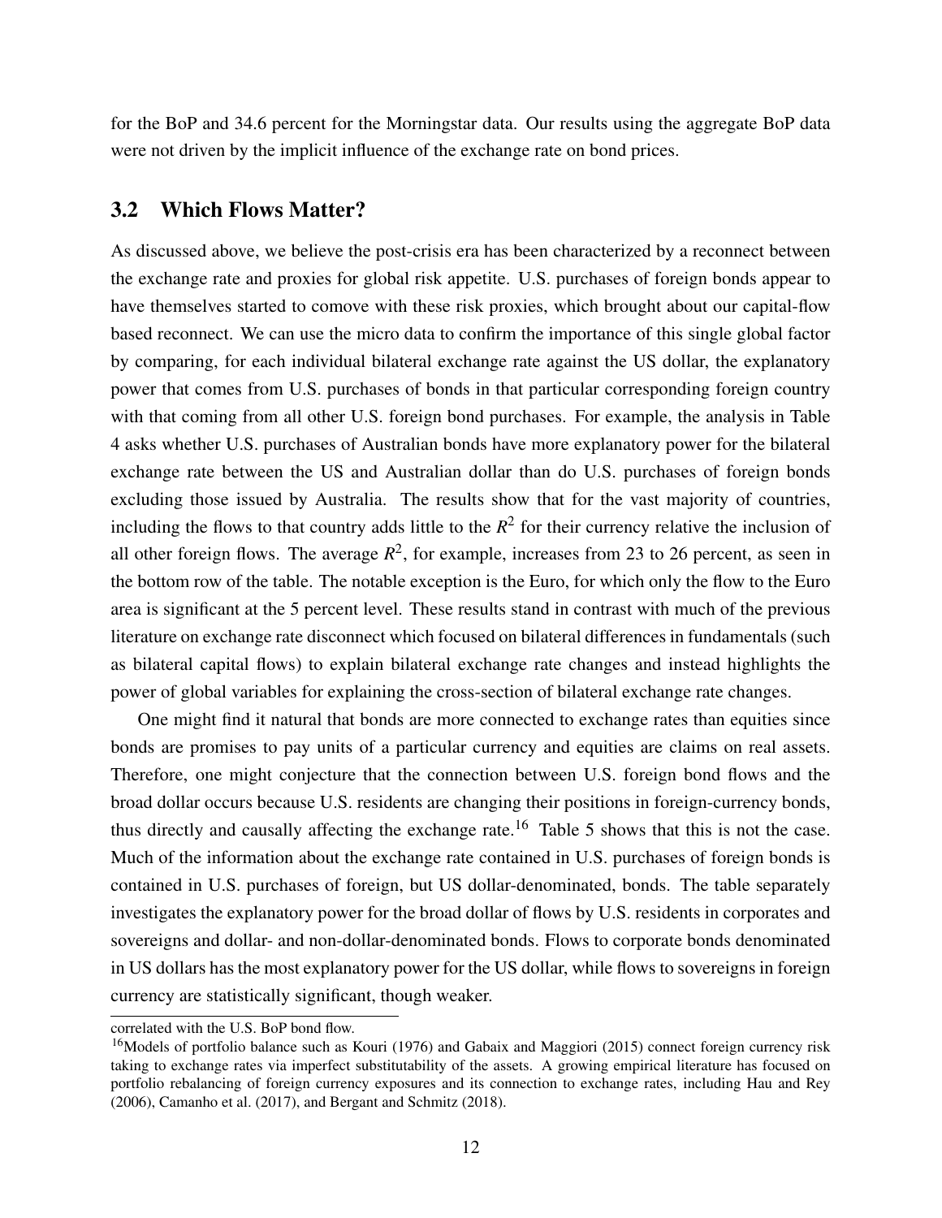for the BoP and 34.6 percent for the Morningstar data. Our results using the aggregate BoP data were not driven by the implicit influence of the exchange rate on bond prices.

## 3.2 Which Flows Matter?

As discussed above, we believe the post-crisis era has been characterized by a reconnect between the exchange rate and proxies for global risk appetite. U.S. purchases of foreign bonds appear to have themselves started to comove with these risk proxies, which brought about our capital-flow based reconnect. We can use the micro data to confirm the importance of this single global factor by comparing, for each individual bilateral exchange rate against the US dollar, the explanatory power that comes from U.S. purchases of bonds in that particular corresponding foreign country with that coming from all other U.S. foreign bond purchases. For example, the analysis in Table 4 asks whether U.S. purchases of Australian bonds have more explanatory power for the bilateral exchange rate between the US and Australian dollar than do U.S. purchases of foreign bonds excluding those issued by Australia. The results show that for the vast majority of countries, including the flows to that country adds little to the $R^2$ for their currency relative the inclusion of all other foreign flows. The average $R^2$, for example, increases from 23 to 26 percent, as seen in the bottom row of the table. The notable exception is the Euro, for which only the flow to the Euro area is significant at the 5 percent level. These results stand in contrast with much of the previous literature on exchange rate disconnect which focused on bilateral differences in fundamentals (such as bilateral capital flows) to explain bilateral exchange rate changes and instead highlights the power of global variables for explaining the cross-section of bilateral exchange rate changes.

One might find it natural that bonds are more connected to exchange rates than equities since bonds are promises to pay units of a particular currency and equities are claims on real assets. Therefore, one might conjecture that the connection between U.S. foreign bond flows and the broad dollar occurs because U.S. residents are changing their positions in foreign-currency bonds, thus directly and causally affecting the exchange rate.[16] Table 5 shows that this is not the case. Much of the information about the exchange rate contained in U.S. purchases of foreign bonds is contained in U.S. purchases of foreign, but US dollar-denominated, bonds. The table separately investigates the explanatory power for the broad dollar of flows by U.S. residents in corporates and sovereigns and dollar- and non-dollar-denominated bonds. Flows to corporate bonds denominated in US dollars has the most explanatory power for the US dollar, while flows to sovereigns in foreign currency are statistically significant, though weaker.

correlated with the U.S. BoP bond flow.

[16]Models of portfolio balance such as Kouri (1976) and Gabaix and Maggiori (2015) connect foreign currency risk taking to exchange rates via imperfect substitutability of the assets. A growing empirical literature has focused on portfolio rebalancing of foreign currency exposures and its connection to exchange rates, including Hau and Rey (2006), Camanho et al. (2017), and Bergant and Schmitz (2018).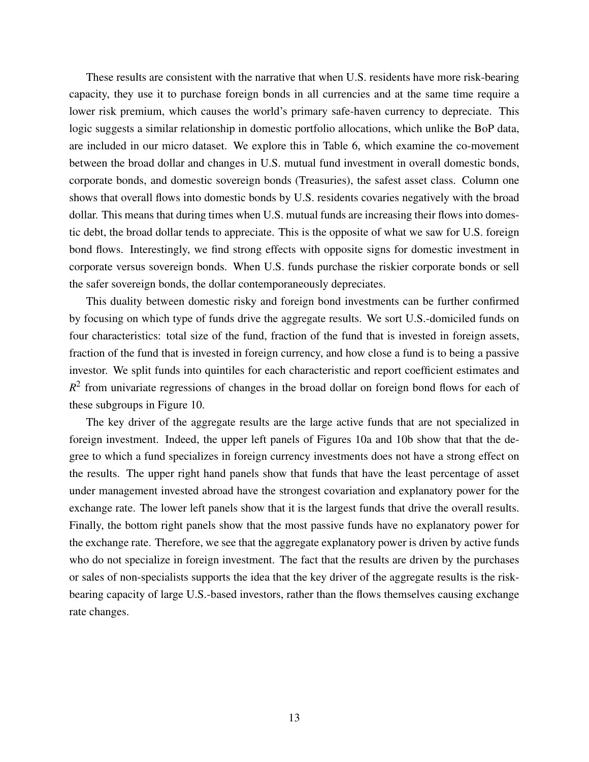These results are consistent with the narrative that when U.S. residents have more risk-bearing capacity, they use it to purchase foreign bonds in all currencies and at the same time require a lower risk premium, which causes the world's primary safe-haven currency to depreciate. This logic suggests a similar relationship in domestic portfolio allocations, which unlike the BoP data, are included in our micro dataset. We explore this in Table 6, which examine the co-movement between the broad dollar and changes in U.S. mutual fund investment in overall domestic bonds, corporate bonds, and domestic sovereign bonds (Treasuries), the safest asset class. Column one shows that overall flows into domestic bonds by U.S. residents covaries negatively with the broad dollar. This means that during times when U.S. mutual funds are increasing their flows into domestic debt, the broad dollar tends to appreciate. This is the opposite of what we saw for U.S. foreign bond flows. Interestingly, we find strong effects with opposite signs for domestic investment in corporate versus sovereign bonds. When U.S. funds purchase the riskier corporate bonds or sell the safer sovereign bonds, the dollar contemporaneously depreciates.

This duality between domestic risky and foreign bond investments can be further confirmed by focusing on which type of funds drive the aggregate results. We sort U.S.-domiciled funds on four characteristics: total size of the fund, fraction of the fund that is invested in foreign assets, fraction of the fund that is invested in foreign currency, and how close a fund is to being a passive investor. We split funds into quintiles for each characteristic and report coefficient estimates and $R^2$ from univariate regressions of changes in the broad dollar on foreign bond flows for each of these subgroups in Figure 10.

The key driver of the aggregate results are the large active funds that are not specialized in foreign investment. Indeed, the upper left panels of Figures 10a and 10b show that that the degree to which a fund specializes in foreign currency investments does not have a strong effect on the results. The upper right hand panels show that funds that have the least percentage of asset under management invested abroad have the strongest covariation and explanatory power for the exchange rate. The lower left panels show that it is the largest funds that drive the overall results. Finally, the bottom right panels show that the most passive funds have no explanatory power for the exchange rate. Therefore, we see that the aggregate explanatory power is driven by active funds who do not specialize in foreign investment. The fact that the results are driven by the purchases or sales of non-specialists supports the idea that the key driver of the aggregate results is the risk-bearing capacity of large U.S.-based investors, rather than the flows themselves causing exchange rate changes.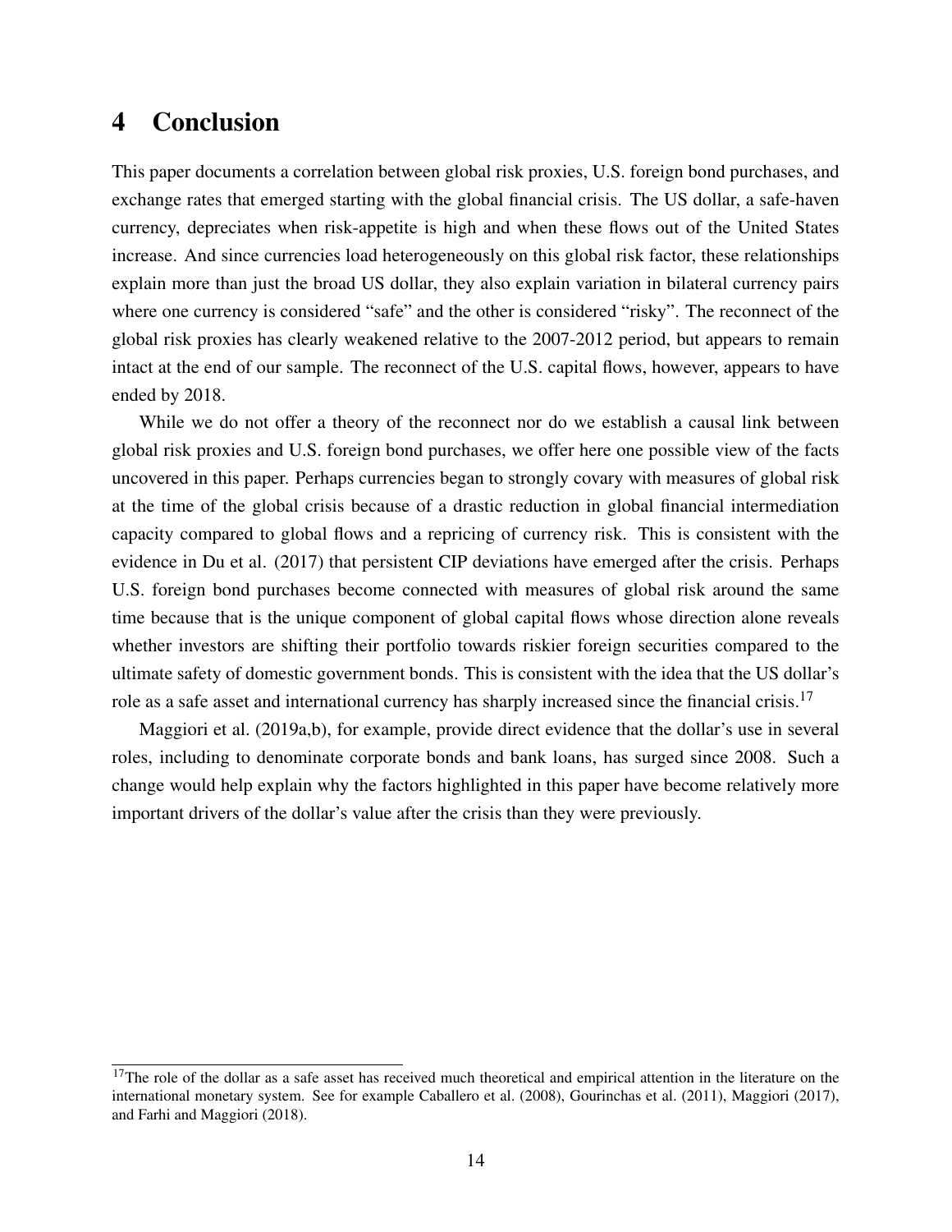# 4 Conclusion

This paper documents a correlation between global risk proxies, U.S. foreign bond purchases, and exchange rates that emerged starting with the global financial crisis. The US dollar, a safe-haven currency, depreciates when risk-appetite is high and when these flows out of the United States increase. And since currencies load heterogeneously on this global risk factor, these relationships explain more than just the broad US dollar, they also explain variation in bilateral currency pairs where one currency is considered "safe" and the other is considered "risky". The reconnect of the global risk proxies has clearly weakened relative to the 2007-2012 period, but appears to remain intact at the end of our sample. The reconnect of the U.S. capital flows, however, appears to have ended by 2018.

While we do not offer a theory of the reconnect nor do we establish a causal link between global risk proxies and U.S. foreign bond purchases, we offer here one possible view of the facts uncovered in this paper. Perhaps currencies began to strongly covary with measures of global risk at the time of the global crisis because of a drastic reduction in global financial intermediation capacity compared to global flows and a repricing of currency risk. This is consistent with the evidence in Du et al. (2017) that persistent CIP deviations have emerged after the crisis. Perhaps U.S. foreign bond purchases become connected with measures of global risk around the same time because that is the unique component of global capital flows whose direction alone reveals whether investors are shifting their portfolio towards riskier foreign securities compared to the ultimate safety of domestic government bonds. This is consistent with the idea that the US dollar's role as a safe asset and international currency has sharply increased since the financial crisis.[17]

Maggiori et al. (2019a,b), for example, provide direct evidence that the dollar's use in several roles, including to denominate corporate bonds and bank loans, has surged since 2008. Such a change would help explain why the factors highlighted in this paper have become relatively more important drivers of the dollar's value after the crisis than they were previously.

[17]The role of the dollar as a safe asset has received much theoretical and empirical attention in the literature on the international monetary system. See for example Caballero et al. (2008), Gourinchas et al. (2011), Maggiori (2017), and Farhi and Maggiori (2018).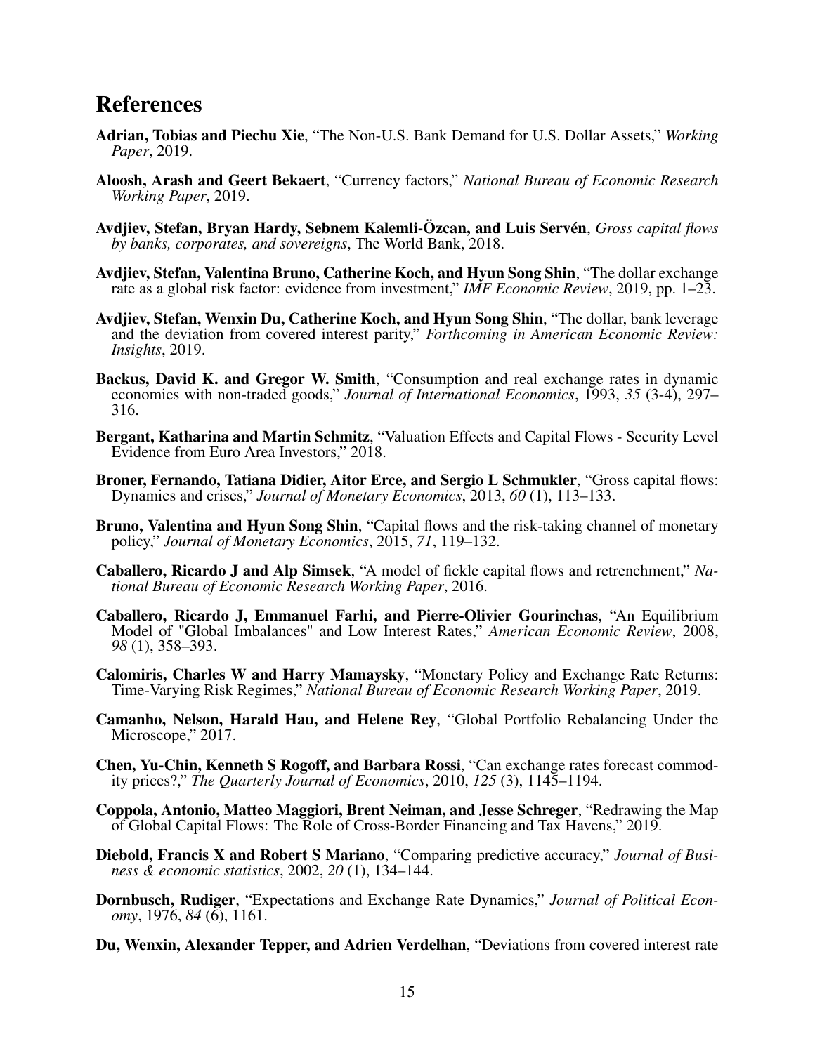# References

**Adrian, Tobias and Piechu Xie**, "The Non-U.S. Bank Demand for U.S. Dollar Assets," *Working Paper*, 2019.

**Aloosh, Arash and Geert Bekaert**, "Currency factors," *National Bureau of Economic Research Working Paper*, 2019.

**Avdjiev, Stefan, Bryan Hardy, Sebnem Kalemli-Özcan, and Luis Servén**, *Gross capital flows by banks, corporates, and sovereigns*, The World Bank, 2018.

**Avdjiev, Stefan, Valentina Bruno, Catherine Koch, and Hyun Song Shin**, "The dollar exchange rate as a global risk factor: evidence from investment," *IMF Economic Review*, 2019, pp. 1–23.

**Avdjiev, Stefan, Wenxin Du, Catherine Koch, and Hyun Song Shin**, "The dollar, bank leverage and the deviation from covered interest parity," *Forthcoming in American Economic Review: Insights*, 2019.

**Backus, David K. and Gregor W. Smith**, "Consumption and real exchange rates in dynamic economies with non-traded goods," *Journal of International Economics*, 1993, *35* (3-4), 297–316.

**Bergant, Katharina and Martin Schmitz**, "Valuation Effects and Capital Flows - Security Level Evidence from Euro Area Investors," 2018.

**Broner, Fernando, Tatiana Didier, Aitor Erce, and Sergio L Schmukler**, "Gross capital flows: Dynamics and crises," *Journal of Monetary Economics*, 2013, *60* (1), 113–133.

**Bruno, Valentina and Hyun Song Shin**, "Capital flows and the risk-taking channel of monetary policy," *Journal of Monetary Economics*, 2015, *71*, 119–132.

**Caballero, Ricardo J and Alp Simsek**, "A model of fickle capital flows and retrenchment," *National Bureau of Economic Research Working Paper*, 2016.

**Caballero, Ricardo J, Emmanuel Farhi, and Pierre-Olivier Gourinchas**, "An Equilibrium Model of "Global Imbalances" and Low Interest Rates," *American Economic Review*, 2008, *98* (1), 358–393.

**Calomiris, Charles W and Harry Mamaysky**, "Monetary Policy and Exchange Rate Returns: Time-Varying Risk Regimes," *National Bureau of Economic Research Working Paper*, 2019.

**Camanho, Nelson, Harald Hau, and Helene Rey**, "Global Portfolio Rebalancing Under the Microscope," 2017.

**Chen, Yu-Chin, Kenneth S Rogoff, and Barbara Rossi**, "Can exchange rates forecast commodity prices?," *The Quarterly Journal of Economics*, 2010, *125* (3), 1145–1194.

**Coppola, Antonio, Matteo Maggiori, Brent Neiman, and Jesse Schreger**, "Redrawing the Map of Global Capital Flows: The Role of Cross-Border Financing and Tax Havens," 2019.

**Diebold, Francis X and Robert S Mariano**, "Comparing predictive accuracy," *Journal of Business & economic statistics*, 2002, *20* (1), 134–144.

**Dornbusch, Rudiger**, "Expectations and Exchange Rate Dynamics," *Journal of Political Economy*, 1976, *84* (6), 1161.

**Du, Wenxin, Alexander Tepper, and Adrien Verdelhan**, "Deviations from covered interest rate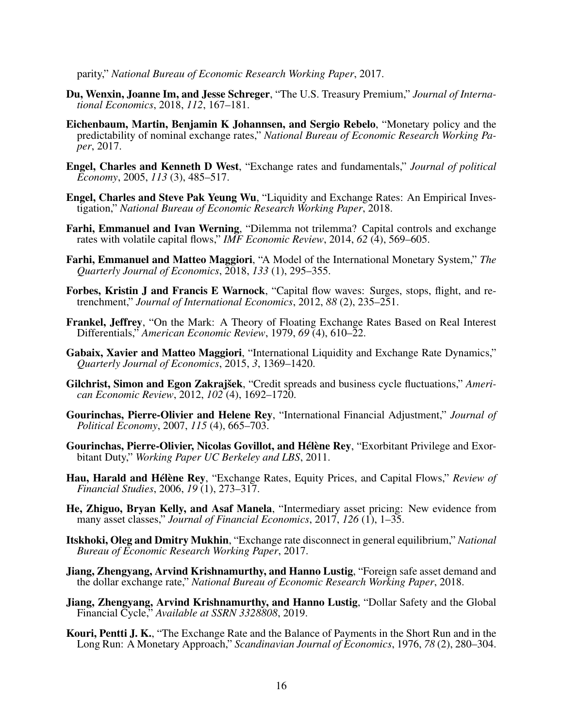parity," *National Bureau of Economic Research Working Paper*, 2017.

**Du, Wenxin, Joanne Im, and Jesse Schreger**, "The U.S. Treasury Premium," *Journal of International Economics*, 2018, *112*, 167–181.

**Eichenbaum, Martin, Benjamin K Johannsen, and Sergio Rebelo**, "Monetary policy and the predictability of nominal exchange rates," *National Bureau of Economic Research Working Paper*, 2017.

**Engel, Charles and Kenneth D West**, "Exchange rates and fundamentals," *Journal of political Economy*, 2005, *113* (3), 485–517.

**Engel, Charles and Steve Pak Yeung Wu**, "Liquidity and Exchange Rates: An Empirical Investigation," *National Bureau of Economic Research Working Paper*, 2018.

**Farhi, Emmanuel and Ivan Werning**, "Dilemma not trilemma? Capital controls and exchange rates with volatile capital flows," *IMF Economic Review*, 2014, *62* (4), 569–605.

**Farhi, Emmanuel and Matteo Maggiori**, "A Model of the International Monetary System," *The Quarterly Journal of Economics*, 2018, *133* (1), 295–355.

**Forbes, Kristin J and Francis E Warnock**, "Capital flow waves: Surges, stops, flight, and retrenchment," *Journal of International Economics*, 2012, *88* (2), 235–251.

**Frankel, Jeffrey**, "On the Mark: A Theory of Floating Exchange Rates Based on Real Interest Differentials," *American Economic Review*, 1979, *69* (4), 610–22.

**Gabaix, Xavier and Matteo Maggiori**, "International Liquidity and Exchange Rate Dynamics," *Quarterly Journal of Economics*, 2015, *3*, 1369–1420.

**Gilchrist, Simon and Egon Zakrajšek**, "Credit spreads and business cycle fluctuations," *American Economic Review*, 2012, *102* (4), 1692–1720.

**Gourinchas, Pierre-Olivier and Helene Rey**, "International Financial Adjustment," *Journal of Political Economy*, 2007, *115* (4), 665–703.

**Gourinchas, Pierre-Olivier, Nicolas Govillot, and Hélène Rey**, "Exorbitant Privilege and Exorbitant Duty," *Working Paper UC Berkeley and LBS*, 2011.

**Hau, Harald and Hélène Rey**, "Exchange Rates, Equity Prices, and Capital Flows," *Review of Financial Studies*, 2006, *19* (1), 273–317.

**He, Zhiguo, Bryan Kelly, and Asaf Manela**, "Intermediary asset pricing: New evidence from many asset classes," *Journal of Financial Economics*, 2017, *126* (1), 1–35.

**Itskhoki, Oleg and Dmitry Mukhin**, "Exchange rate disconnect in general equilibrium," *National Bureau of Economic Research Working Paper*, 2017.

**Jiang, Zhengyang, Arvind Krishnamurthy, and Hanno Lustig**, "Foreign safe asset demand and the dollar exchange rate," *National Bureau of Economic Research Working Paper*, 2018.

**Jiang, Zhengyang, Arvind Krishnamurthy, and Hanno Lustig**, "Dollar Safety and the Global Financial Cycle," *Available at SSRN 3328808*, 2019.

**Kouri, Pentti J. K.**, "The Exchange Rate and the Balance of Payments in the Short Run and in the Long Run: A Monetary Approach," *Scandinavian Journal of Economics*, 1976, *78* (2), 280–304.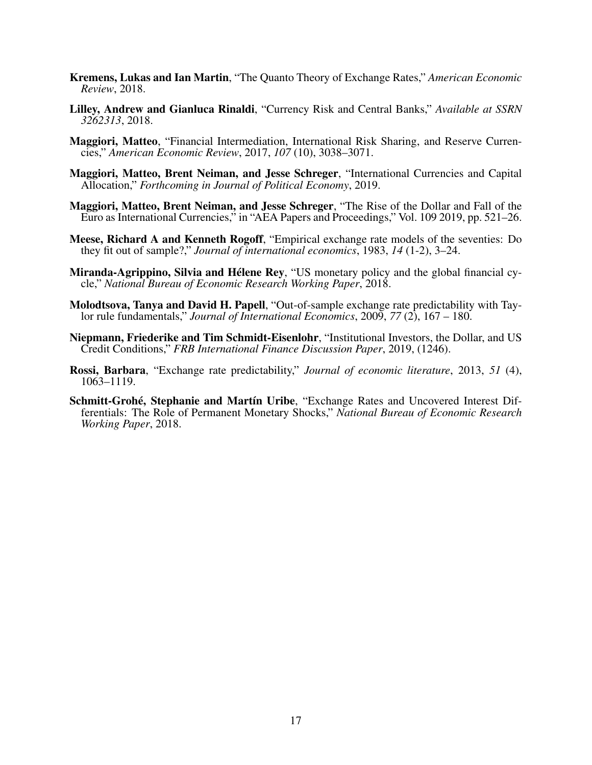**Kremens, Lukas and Ian Martin**, "The Quanto Theory of Exchange Rates," *American Economic Review*, 2018.

**Lilley, Andrew and Gianluca Rinaldi**, "Currency Risk and Central Banks," *Available at SSRN 3262313*, 2018.

**Maggiori, Matteo**, "Financial Intermediation, International Risk Sharing, and Reserve Currencies," *American Economic Review*, 2017, *107* (10), 3038–3071.

**Maggiori, Matteo, Brent Neiman, and Jesse Schreger**, "International Currencies and Capital Allocation," *Forthcoming in Journal of Political Economy*, 2019.

**Maggiori, Matteo, Brent Neiman, and Jesse Schreger**, "The Rise of the Dollar and Fall of the Euro as International Currencies," in "AEA Papers and Proceedings," Vol. 109 2019, pp. 521–26.

**Meese, Richard A and Kenneth Rogoff**, "Empirical exchange rate models of the seventies: Do they fit out of sample?," *Journal of international economics*, 1983, *14* (1-2), 3–24.

**Miranda-Agrippino, Silvia and Hélene Rey**, "US monetary policy and the global financial cycle," *National Bureau of Economic Research Working Paper*, 2018.

**Molodtsova, Tanya and David H. Papell**, "Out-of-sample exchange rate predictability with Taylor rule fundamentals," *Journal of International Economics*, 2009, *77* (2), 167 – 180.

**Niepmann, Friederike and Tim Schmidt-Eisenlohr**, "Institutional Investors, the Dollar, and US Credit Conditions," *FRB International Finance Discussion Paper*, 2019, (1246).

**Rossi, Barbara**, "Exchange rate predictability," *Journal of economic literature*, 2013, *51* (4), 1063–1119.

**Schmitt-Grohé, Stephanie and Martín Uribe**, "Exchange Rates and Uncovered Interest Differentials: The Role of Permanent Monetary Shocks," *National Bureau of Economic Research Working Paper*, 2018.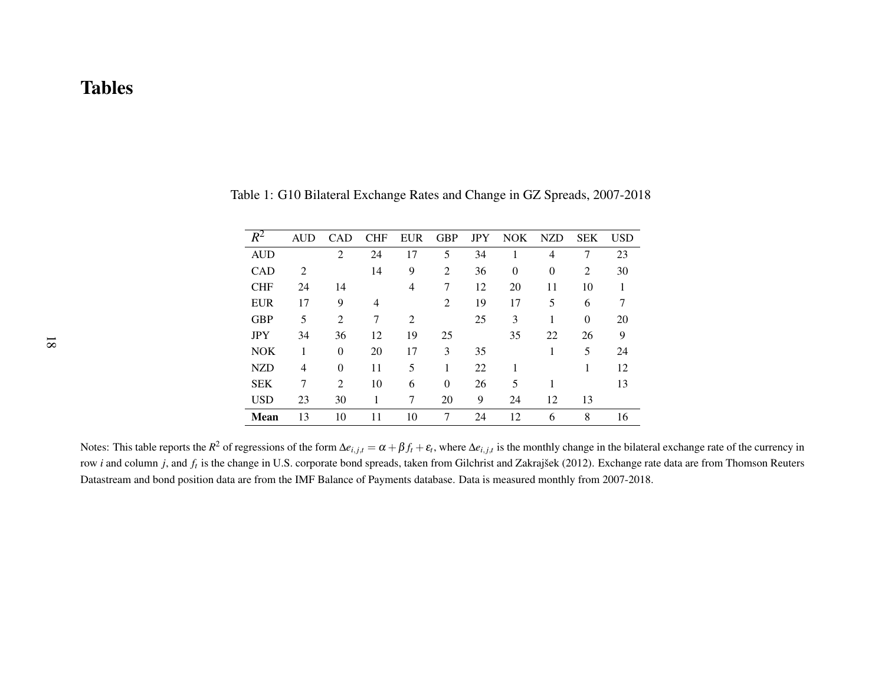# Tables

Table 1: G10 Bilateral Exchange Rates and Change in GZ Spreads, 2007-2018

| $R^2$ | AUD | CAD | CHF | EUR | GBP | JPY | NOK | NZD | SEK | USD |
|---|---|---|---|---|---|---|---|---|---|---|
| AUD | | 2 | 24 | 17 | 5 | 34 | 1 | 4 | 7 | 23 |
| CAD | 2 | | 14 | 9 | 2 | 36 | 0 | 0 | 2 | 30 |
| CHF | 24 | 14 | | 4 | 7 | 12 | 20 | 11 | 10 | 1 |
| EUR | 17 | 9 | 4 | | 2 | 19 | 17 | 5 | 6 | 7 |
| GBP | 5 | 2 | 7 | 2 | | 25 | 3 | 1 | 0 | 20 |
| JPY | 34 | 36 | 12 | 19 | 25 | | 35 | 22 | 26 | 9 |
| NOK | 1 | 0 | 20 | 17 | 3 | 35 | | 1 | 5 | 24 |
| NZD | 4 | 0 | 11 | 5 | 1 | 22 | 1 | | 1 | 12 |
| SEK | 7 | 2 | 10 | 6 | 0 | 26 | 5 | 1 | | 13 |
| USD | 23 | 30 | 1 | 7 | 20 | 9 | 24 | 12 | 13 | |
| **Mean** | 13 | 10 | 11 | 10 | 7 | 24 | 12 | 6 | 8 | 16 |

Notes: This table reports the $R^2$ of regressions of the form $\Delta e_{i,j,t} = \alpha + \beta f_t + \varepsilon_t$, where $\Delta e_{i,j,t}$ is the monthly change in the bilateral exchange rate of the currency in row $i$ and column $j$, and $f_t$ is the change in U.S. corporate bond spreads, taken from Gilchrist and Zakrajšek (2012). Exchange rate data are from Thomson Reuters Datastream and bond position data are from the IMF Balance of Payments database. Data is measured monthly from 2007-2018.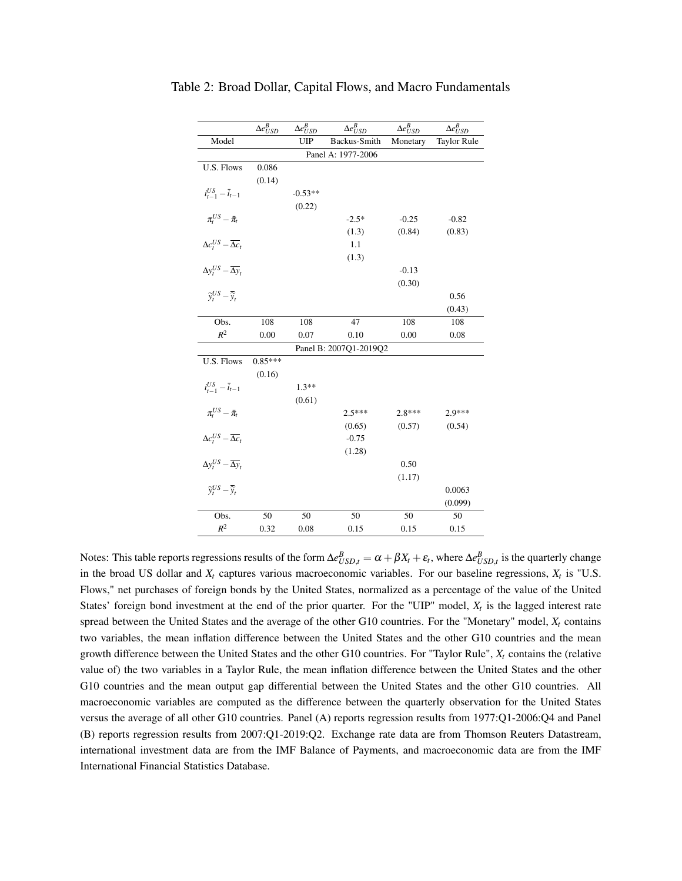Table 2: Broad Dollar, Capital Flows, and Macro Fundamentals

| | $\Delta e^B_{USD}$ | $\Delta e^B_{USD}$ | $\Delta e^B_{USD}$ | $\Delta e^B_{USD}$ | $\Delta e^B_{USD}$ |
|---|---|---|---|---|---|
| Model | | UIP | Backus-Smith | Monetary | Taylor Rule |
| | | | Panel A: 1977-2006 | | |
| U.S. Flows | 0.086 | | | | |
| | (0.14) | | | | |
| $i^{US}_{t-1} - \bar{i}_{t-1}$ | | -0.53** | | | |
| | | (0.22) | | | |
| $\pi^{US}_t - \bar{\pi}_t$ | | | -2.5* | -0.25 | -0.82 |
| | | | (1.3) | (0.84) | (0.83) |
| $\Delta c^{US}_t - \overline{\Delta c}_t$ | | | 1.1 | | |
| | | | (1.3) | | |
| $\Delta y^{US}_t - \overline{\Delta y}_t$ | | | | -0.13 | |
| | | | | (0.30) | |
| $\tilde{y}^{US}_t - \bar{\tilde{y}}_t$ | | | | | 0.56 |
| | | | | | (0.43) |
| Obs. | 108 | 108 | 47 | 108 | 108 |
| $R^2$ | 0.00 | 0.07 | 0.10 | 0.00 | 0.08 |
| | | | Panel B: 2007Q1-2019Q2 | | |
| U.S. Flows | 0.85*** | | | | |
| | (0.16) | | | | |
| $i^{US}_{t-1} - \bar{i}_{t-1}$ | | 1.3** | | | |
| | | (0.61) | | | |
| $\pi^{US}_t - \bar{\pi}_t$ | | | 2.5*** | 2.8*** | 2.9*** |
| | | | (0.65) | (0.57) | (0.54) |
| $\Delta c^{US}_t - \overline{\Delta c}_t$ | | | -0.75 | | |
| | | | (1.28) | | |
| $\Delta y^{US}_t - \overline{\Delta y}_t$ | | | | 0.50 | |
| | | | | (1.17) | |
| $\tilde{y}^{US}_t - \bar{\tilde{y}}_t$ | | | | | 0.0063 |
| | | | | | (0.099) |
| Obs. | 50 | 50 | 50 | 50 | 50 |
| $R^2$ | 0.32 | 0.08 | 0.15 | 0.15 | 0.15 |

Notes: This table reports regressions results of the form $\Delta e^B_{USD,t} = \alpha + \beta X_t + \varepsilon_t$, where $\Delta e^B_{USD,t}$ is the quarterly change in the broad US dollar and $X_t$ captures various macroeconomic variables. For our baseline regressions, $X_t$ is "U.S. Flows," net purchases of foreign bonds by the United States, normalized as a percentage of the value of the United States' foreign bond investment at the end of the prior quarter. For the "UIP" model, $X_t$ is the lagged interest rate spread between the United States and the average of the other G10 countries. For the "Monetary" model, $X_t$ contains two variables, the mean inflation difference between the United States and the other G10 countries and the mean growth difference between the United States and the other G10 countries. For "Taylor Rule", $X_t$ contains the (relative value of) the two variables in a Taylor Rule, the mean inflation difference between the United States and the other G10 countries and the mean output gap differential between the United States and the other G10 countries. All macroeconomic variables are computed as the difference between the quarterly observation for the United States versus the average of all other G10 countries. Panel (A) reports regression results from 1977:Q1-2006:Q4 and Panel (B) reports regression results from 2007:Q1-2019:Q2. Exchange rate data are from Thomson Reuters Datastream, international investment data are from the IMF Balance of Payments, and macroeconomic data are from the IMF International Financial Statistics Database.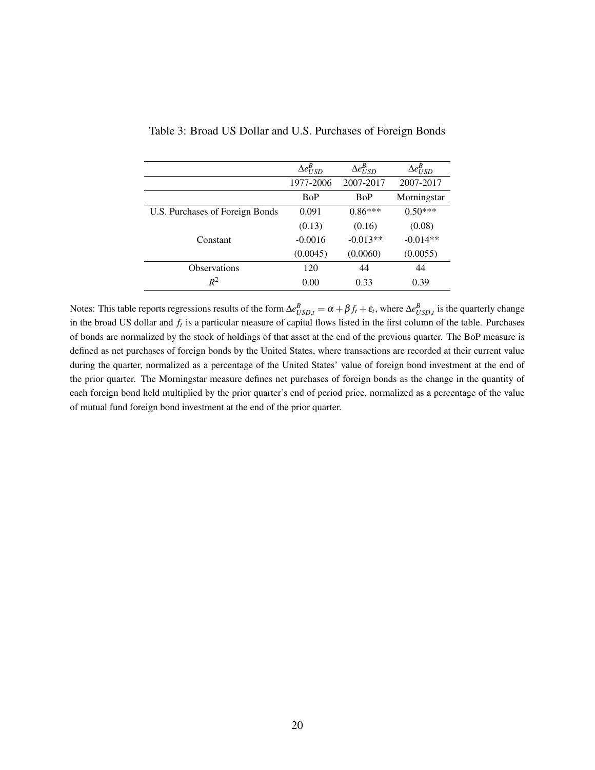Table 3: Broad US Dollar and U.S. Purchases of Foreign Bonds

| | $\Delta e^B_{USD}$ | $\Delta e^B_{USD}$ | $\Delta e^B_{USD}$ |
|---|---|---|---|
| | 1977-2006 | 2007-2017 | 2007-2017 |
| | BoP | BoP | Morningstar |
| U.S. Purchases of Foreign Bonds | 0.091 | 0.86*** | 0.50*** |
| | (0.13) | (0.16) | (0.08) |
| Constant | -0.0016 | -0.013** | -0.014** |
| | (0.0045) | (0.0060) | (0.0055) |
| Observations | 120 | 44 | 44 |
| $R^2$ | 0.00 | 0.33 | 0.39 |

Notes: This table reports regressions results of the form $\Delta e^B_{USD,t} = \alpha + \beta f_t + \varepsilon_t$, where $\Delta e^B_{USD,t}$ is the quarterly change in the broad US dollar and $f_t$ is a particular measure of capital flows listed in the first column of the table. Purchases of bonds are normalized by the stock of holdings of that asset at the end of the previous quarter. The BoP measure is defined as net purchases of foreign bonds by the United States, where transactions are recorded at their current value during the quarter, normalized as a percentage of the United States' value of foreign bond investment at the end of the prior quarter. The Morningstar measure defines net purchases of foreign bonds as the change in the quantity of each foreign bond held multiplied by the prior quarter's end of period price, normalized as a percentage of the value of mutual fund foreign bond investment at the end of the prior quarter.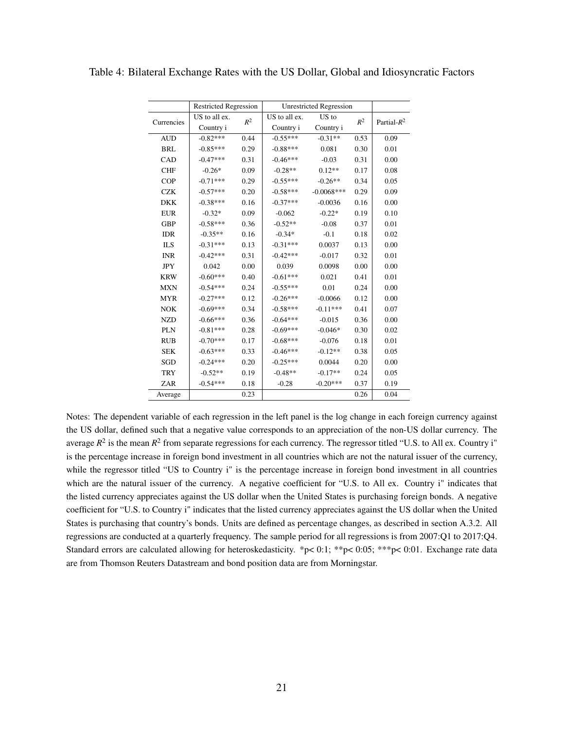Table 4: Bilateral Exchange Rates with the US Dollar, Global and Idiosyncratic Factors

| | Restricted Regression | | Unrestricted Regression | | | |
|---|---|---|---|---|---|---|
| Currencies | US to all ex. Country i | $R^2$ | US to all ex. Country i | US to Country i | $R^2$ | Partial-$R^2$ |
| AUD | -0.82*** | 0.44 | -0.55*** | -0.31** | 0.53 | 0.09 |
| BRL | -0.85*** | 0.29 | -0.88*** | 0.081 | 0.30 | 0.01 |
| CAD | -0.47*** | 0.31 | -0.46*** | -0.03 | 0.31 | 0.00 |
| CHF | -0.26* | 0.09 | -0.28** | 0.12** | 0.17 | 0.08 |
| COP | -0.71*** | 0.29 | -0.55*** | -0.26** | 0.34 | 0.05 |
| CZK | -0.57*** | 0.20 | -0.58*** | -0.0068*** | 0.29 | 0.09 |
| DKK | -0.38*** | 0.16 | -0.37*** | -0.0036 | 0.16 | 0.00 |
| EUR | -0.32* | 0.09 | -0.062 | -0.22* | 0.19 | 0.10 |
| GBP | -0.58*** | 0.36 | -0.52** | -0.08 | 0.37 | 0.01 |
| IDR | -0.35** | 0.16 | -0.34* | -0.1 | 0.18 | 0.02 |
| ILS | -0.31*** | 0.13 | -0.31*** | 0.0037 | 0.13 | 0.00 |
| INR | -0.42*** | 0.31 | -0.42*** | -0.017 | 0.32 | 0.01 |
| JPY | 0.042 | 0.00 | 0.039 | 0.0098 | 0.00 | 0.00 |
| KRW | -0.60*** | 0.40 | -0.61*** | 0.021 | 0.41 | 0.01 |
| MXN | -0.54*** | 0.24 | -0.55*** | 0.01 | 0.24 | 0.00 |
| MYR | -0.27*** | 0.12 | -0.26*** | -0.0066 | 0.12 | 0.00 |
| NOK | -0.69*** | 0.34 | -0.58*** | -0.11*** | 0.41 | 0.07 |
| NZD | -0.66*** | 0.36 | -0.64*** | -0.015 | 0.36 | 0.00 |
| PLN | -0.81*** | 0.28 | -0.69*** | -0.046* | 0.30 | 0.02 |
| RUB | -0.70*** | 0.17 | -0.68*** | -0.076 | 0.18 | 0.01 |
| SEK | -0.63*** | 0.33 | -0.46*** | -0.12** | 0.38 | 0.05 |
| SGD | -0.24*** | 0.20 | -0.25*** | 0.0044 | 0.20 | 0.00 |
| TRY | -0.52** | 0.19 | -0.48** | -0.17** | 0.24 | 0.05 |
| ZAR | -0.54*** | 0.18 | -0.28 | -0.20*** | 0.37 | 0.19 |
| Average | | 0.23 | | | 0.26 | 0.04 |

Notes: The dependent variable of each regression in the left panel is the log change in each foreign currency against the US dollar, defined such that a negative value corresponds to an appreciation of the non-US dollar currency. The average $R^2$ is the mean $R^2$ from separate regressions for each currency. The regressor titled "U.S. to All ex. Country i" is the percentage increase in foreign bond investment in all countries which are not the natural issuer of the currency, while the regressor titled "US to Country i" is the percentage increase in foreign bond investment in all countries which are the natural issuer of the currency. A negative coefficient for "U.S. to All ex. Country i" indicates that the listed currency appreciates against the US dollar when the United States is purchasing foreign bonds. A negative coefficient for "U.S. to Country i" indicates that the listed currency appreciates against the US dollar when the United States is purchasing that country's bonds. Units are defined as percentage changes, as described in section A.3.2. All regressions are conducted at a quarterly frequency. The sample period for all regressions is from 2007:Q1 to 2017:Q4. Standard errors are calculated allowing for heteroskedasticity. *p< 0:1; **p< 0:05; ***p< 0:01. Exchange rate data are from Thomson Reuters Datastream and bond position data are from Morningstar.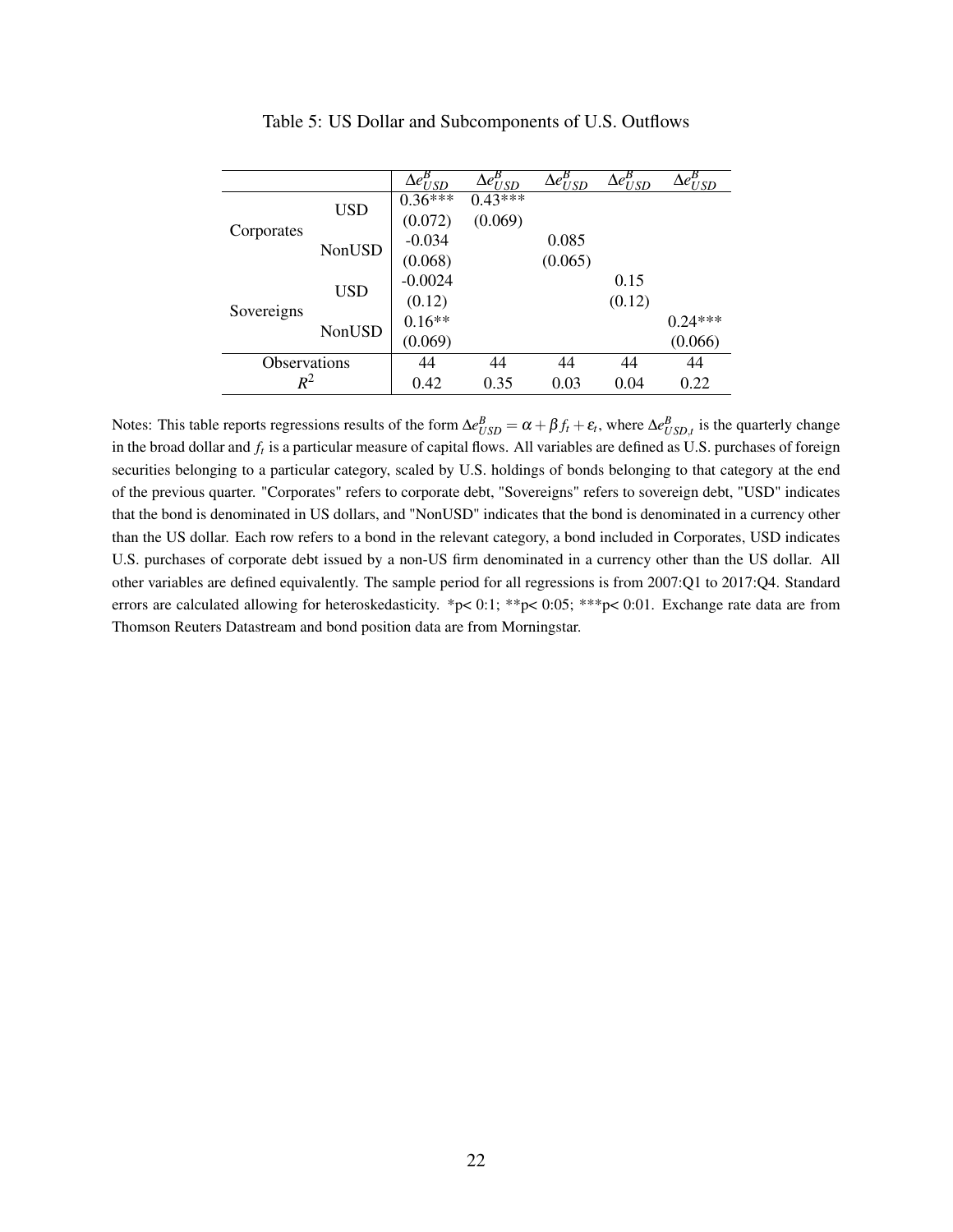Table 5: US Dollar and Subcomponents of U.S. Outflows

| | | $\Delta e^B_{USD}$ | $\Delta e^B_{USD}$ | $\Delta e^B_{USD}$ | $\Delta e^B_{USD}$ | $\Delta e^B_{USD}$ |
|---|---|---|---|---|---|---|
| Corporates | USD | 0.36*** | 0.43*** | | | |
| | | (0.072) | (0.069) | | | |
| | NonUSD | -0.034 | | 0.085 | | |
| | | (0.068) | | (0.065) | | |
| Sovereigns | USD | -0.0024 | | | 0.15 | |
| | | (0.12) | | | (0.12) | |
| | NonUSD | 0.16** | | | | 0.24*** |
| | | (0.069) | | | | (0.066) |
| Observations | | 44 | 44 | 44 | 44 | 44 |
| $R^2$ | | 0.42 | 0.35 | 0.03 | 0.04 | 0.22 |

Notes: This table reports regressions results of the form $\Delta e^B_{USD} = \alpha + \beta f_t + \varepsilon_t$, where $\Delta e^B_{USD,t}$ is the quarterly change in the broad dollar and $f_t$ is a particular measure of capital flows. All variables are defined as U.S. purchases of foreign securities belonging to a particular category, scaled by U.S. holdings of bonds belonging to that category at the end of the previous quarter. "Corporates" refers to corporate debt, "Sovereigns" refers to sovereign debt, "USD" indicates that the bond is denominated in US dollars, and "NonUSD" indicates that the bond is denominated in a currency other than the US dollar. Each row refers to a bond in the relevant category, a bond included in Corporates, USD indicates U.S. purchases of corporate debt issued by a non-US firm denominated in a currency other than the US dollar. All other variables are defined equivalently. The sample period for all regressions is from 2007:Q1 to 2017:Q4. Standard errors are calculated allowing for heteroskedasticity. *p< 0:1; **p< 0:05; ***p< 0:01. Exchange rate data are from Thomson Reuters Datastream and bond position data are from Morningstar.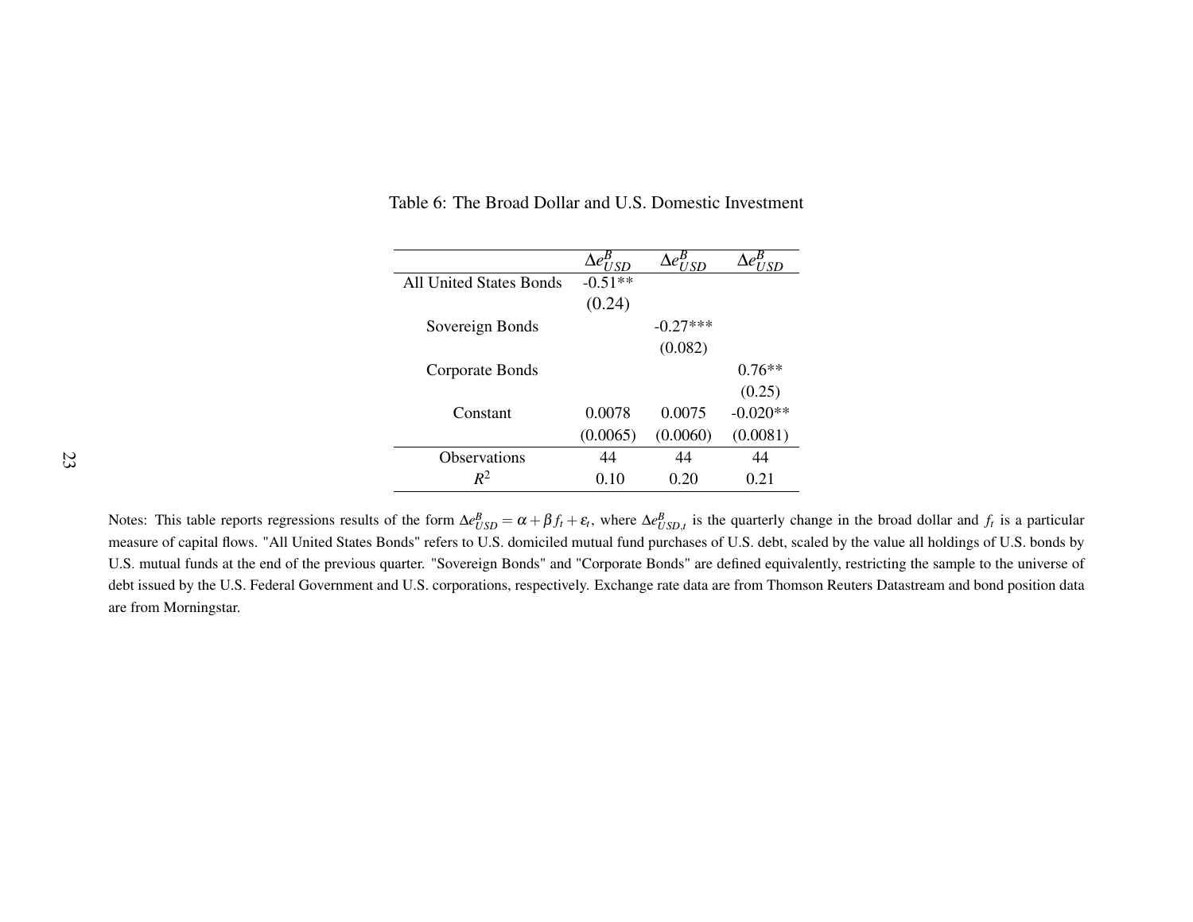Table 6: The Broad Dollar and U.S. Domestic Investment

| | $\Delta e^B_{USD}$ | $\Delta e^B_{USD}$ | $\Delta e^B_{USD}$ |
|---|---|---|---|
| All United States Bonds | -0.51** | | |
| | (0.24) | | |
| Sovereign Bonds | | -0.27*** | |
| | | (0.082) | |
| Corporate Bonds | | | 0.76** |
| | | | (0.25) |
| Constant | 0.0078 | 0.0075 | -0.020** |
| | (0.0065) | (0.0060) | (0.0081) |
| Observations | 44 | 44 | 44 |
| $R^2$ | 0.10 | 0.20 | 0.21 |

Notes: This table reports regressions results of the form $\Delta e^B_{USD} = \alpha + \beta f_t + \varepsilon_t$, where $\Delta e^B_{USD,t}$ is the quarterly change in the broad dollar and $f_t$ is a particular measure of capital flows. "All United States Bonds" refers to U.S. domiciled mutual fund purchases of U.S. debt, scaled by the value all holdings of U.S. bonds by U.S. mutual funds at the end of the previous quarter. "Sovereign Bonds" and "Corporate Bonds" are defined equivalently, restricting the sample to the universe of debt issued by the U.S. Federal Government and U.S. corporations, respectively. Exchange rate data are from Thomson Reuters Datastream and bond position data are from Morningstar.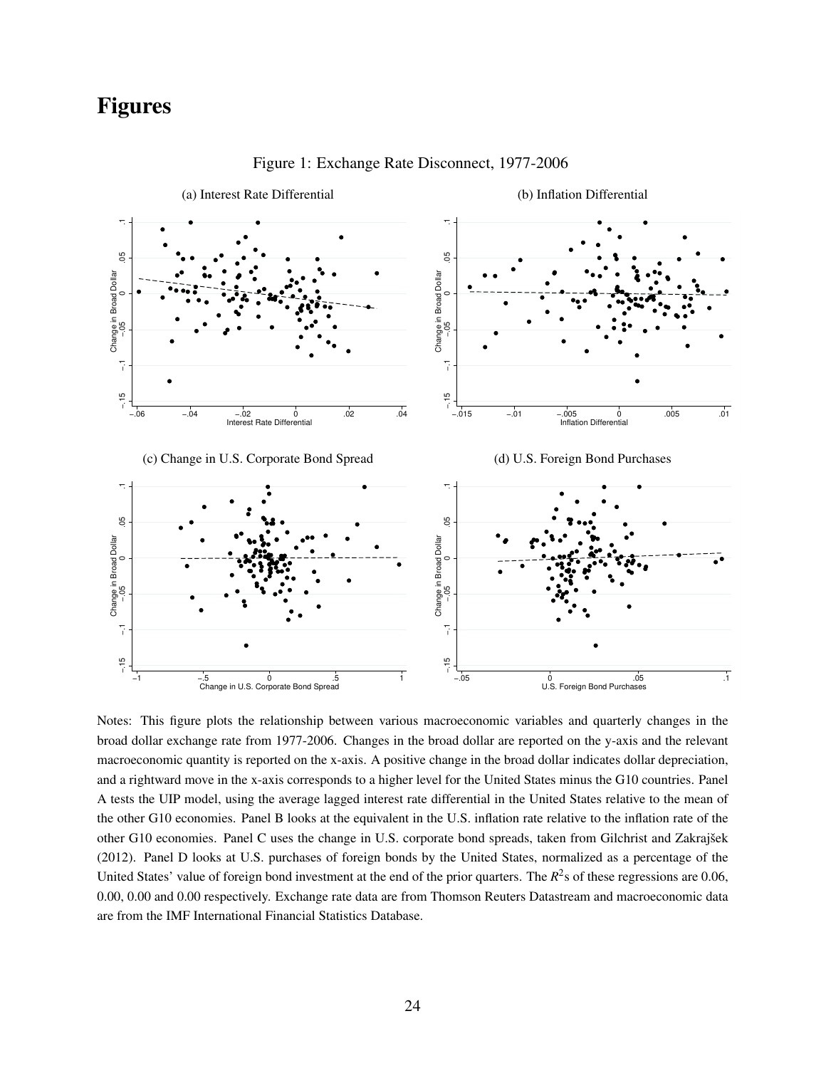# Figures

Figure 1: Exchange Rate Disconnect, 1977-2006

(a) Interest Rate Differential

(b) Inflation Differential

(c) Change in U.S. Corporate Bond Spread

(d) U.S. Foreign Bond Purchases

Notes: This figure plots the relationship between various macroeconomic variables and quarterly changes in the broad dollar exchange rate from 1977-2006. Changes in the broad dollar are reported on the y-axis and the relevant macroeconomic quantity is reported on the x-axis. A positive change in the broad dollar indicates dollar depreciation, and a rightward move in the x-axis corresponds to a higher level for the United States minus the G10 countries. Panel A tests the UIP model, using the average lagged interest rate differential in the United States relative to the mean of the other G10 economies. Panel B looks at the equivalent in the U.S. inflation rate relative to the inflation rate of the other G10 economies. Panel C uses the change in U.S. corporate bond spreads, taken from Gilchrist and Zakrajšek (2012). Panel D looks at U.S. purchases of foreign bonds by the United States, normalized as a percentage of the United States' value of foreign bond investment at the end of the prior quarters. The $R^2$s of these regressions are 0.06, 0.00, 0.00 and 0.00 respectively. Exchange rate data are from Thomson Reuters Datastream and macroeconomic data are from the IMF International Financial Statistics Database.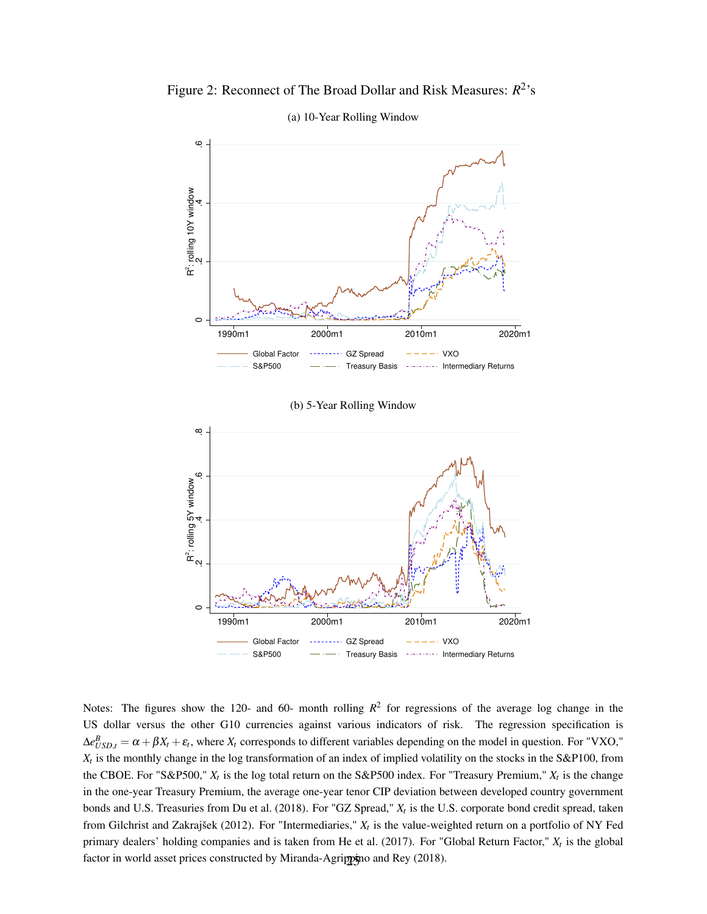Figure 2: Reconnect of The Broad Dollar and Risk Measures: $R^2$'s

(a) 10-Year Rolling Window

(b) 5-Year Rolling Window

Notes: The figures show the 120- and 60- month rolling $R^2$ for regressions of the average log change in the US dollar versus the other G10 currencies against various indicators of risk. The regression specification is $\Delta e^B_{USD,t} = \alpha + \beta X_t + \varepsilon_t$, where $X_t$ corresponds to different variables depending on the model in question. For "VXO," $X_t$ is the monthly change in the log transformation of an index of implied volatility on the stocks in the S&P100, from the CBOE. For "S&P500," $X_t$ is the log total return on the S&P500 index. For "Treasury Premium," $X_t$ is the change in the one-year Treasury Premium, the average one-year tenor CIP deviation between developed country government bonds and U.S. Treasuries from Du et al. (2018). For "GZ Spread," $X_t$ is the U.S. corporate bond credit spread, taken from Gilchrist and Zakrajšek (2012). For "Intermediaries," $X_t$ is the value-weighted return on a portfolio of NY Fed primary dealers' holding companies and is taken from He et al. (2017). For "Global Return Factor," $X_t$ is the global factor in world asset prices constructed by Miranda-Agrippino and Rey (2018).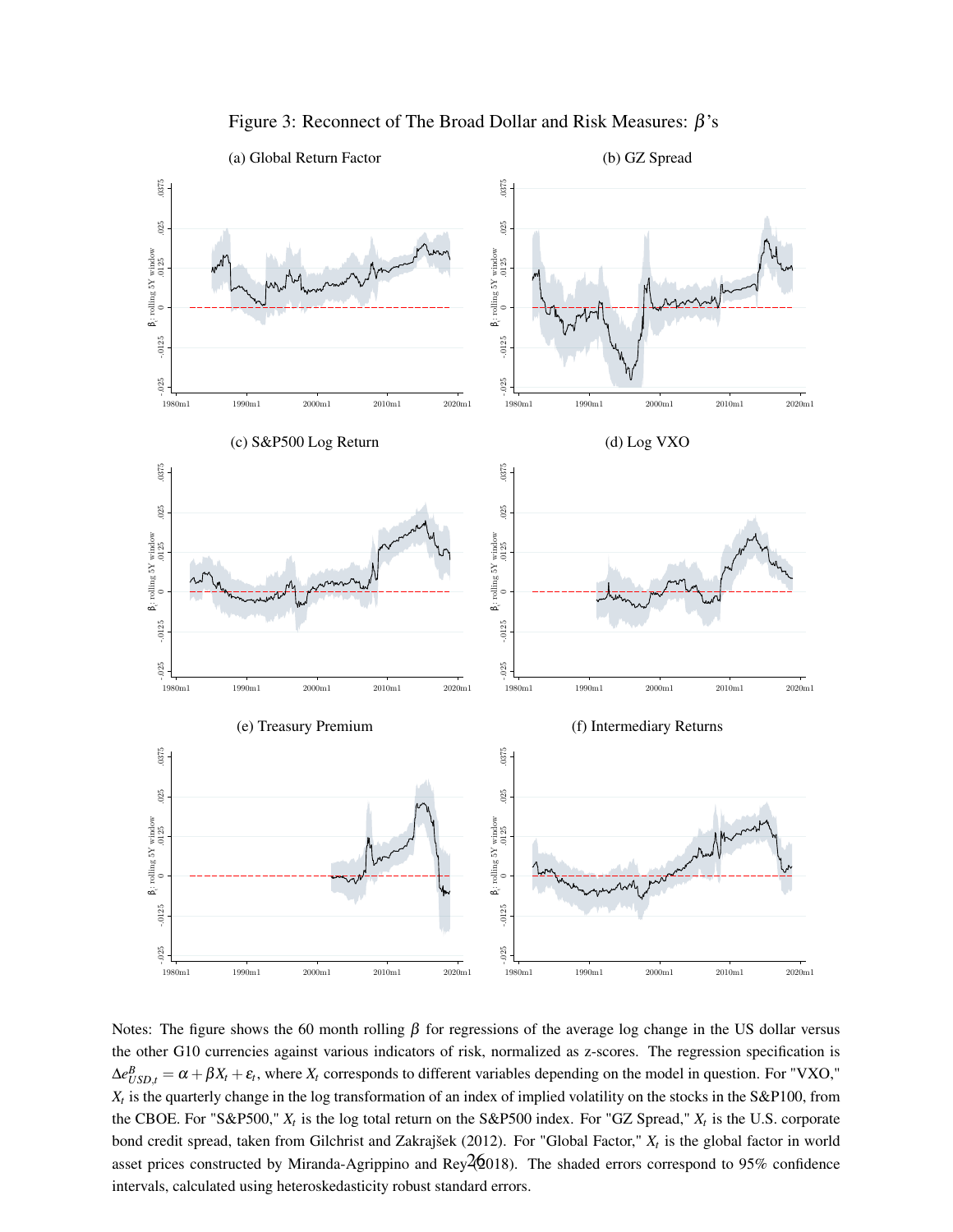Figure 3: Reconnect of The Broad Dollar and Risk Measures: $\beta$'s

(a) Global Return Factor

(b) GZ Spread

(c) S&P500 Log Return

(d) Log VXO

(e) Treasury Premium

(f) Intermediary Returns

Notes: The figure shows the 60 month rolling $\beta$ for regressions of the average log change in the US dollar versus the other G10 currencies against various indicators of risk, normalized as z-scores. The regression specification is $\Delta e^{B}_{USD,t} = \alpha + \beta X_t + \varepsilon_t$, where $X_t$ corresponds to different variables depending on the model in question. For "VXO," $X_t$ is the quarterly change in the log transformation of an index of implied volatility on the stocks in the S&P100, from the CBOE. For "S&P500," $X_t$ is the log total return on the S&P500 index. For "GZ Spread," $X_t$ is the U.S. corporate bond credit spread, taken from Gilchrist and Zakrajšek (2012). For "Global Factor," $X_t$ is the global factor in world asset prices constructed by Miranda-Agrippino and Rey (2018). The shaded errors correspond to 95% confidence intervals, calculated using heteroskedasticity robust standard errors.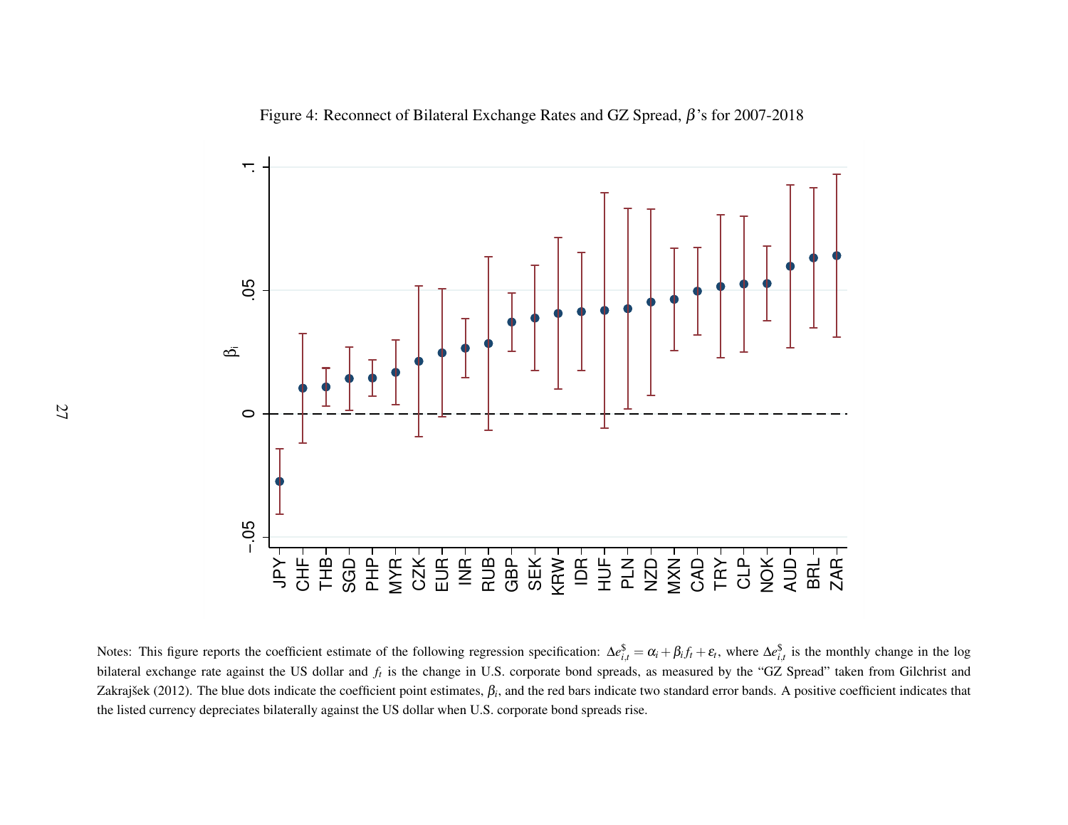Figure 4: Reconnect of Bilateral Exchange Rates and GZ Spread, $\beta$'s for 2007-2018

Notes: This figure reports the coefficient estimate of the following regression specification: $\Delta e^{\$}_{i,t} = \alpha_i + \beta_i f_t + \varepsilon_t$, where $\Delta e^{\$}_{i,t}$ is the monthly change in the log bilateral exchange rate against the US dollar and $f_t$ is the change in U.S. corporate bond spreads, as measured by the "GZ Spread" taken from Gilchrist and Zakrajšek (2012). The blue dots indicate the coefficient point estimates, $\beta_i$, and the red bars indicate two standard error bands. A positive coefficient indicates that the listed currency depreciates bilaterally against the US dollar when U.S. corporate bond spreads rise.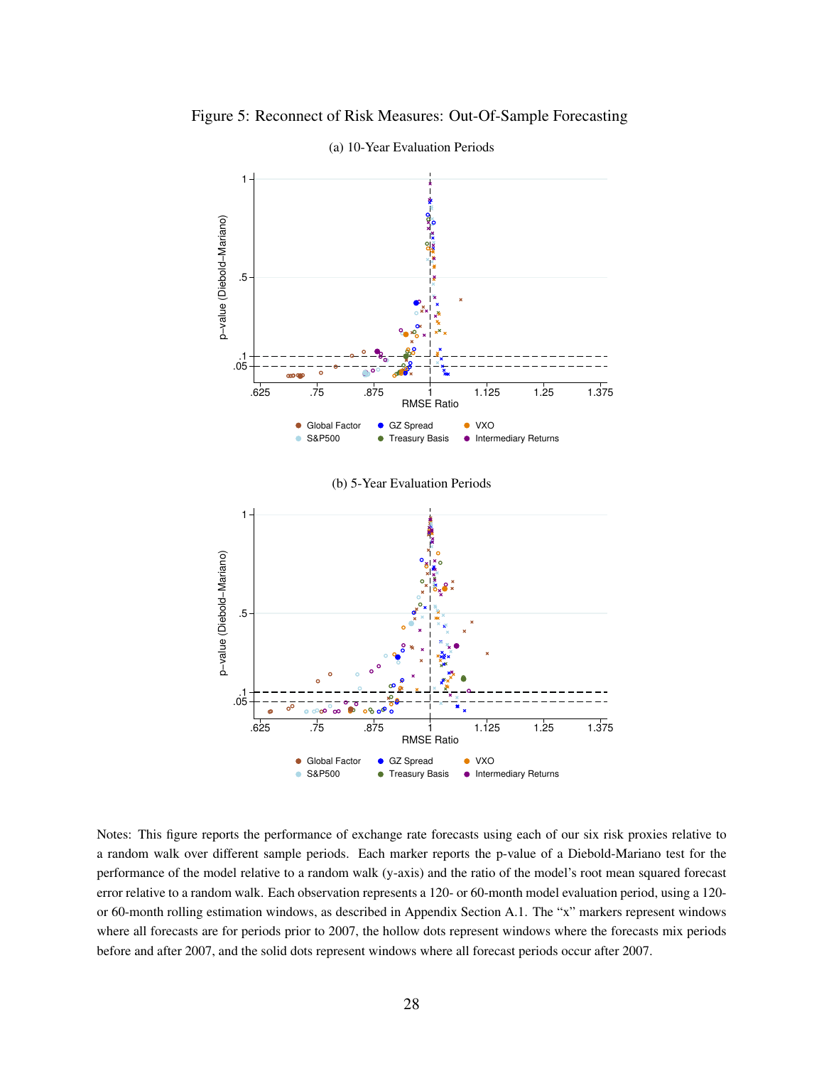Figure 5: Reconnect of Risk Measures: Out-Of-Sample Forecasting

(a) 10-Year Evaluation Periods

(b) 5-Year Evaluation Periods

Notes: This figure reports the performance of exchange rate forecasts using each of our six risk proxies relative to a random walk over different sample periods. Each marker reports the p-value of a Diebold-Mariano test for the performance of the model relative to a random walk (y-axis) and the ratio of the model's root mean squared forecast error relative to a random walk. Each observation represents a 120- or 60-month model evaluation period, using a 120- or 60-month rolling estimation windows, as described in Appendix Section A.1. The "x" markers represent windows where all forecasts are for periods prior to 2007, the hollow dots represent windows where the forecasts mix periods before and after 2007, and the solid dots represent windows where all forecast periods occur after 2007.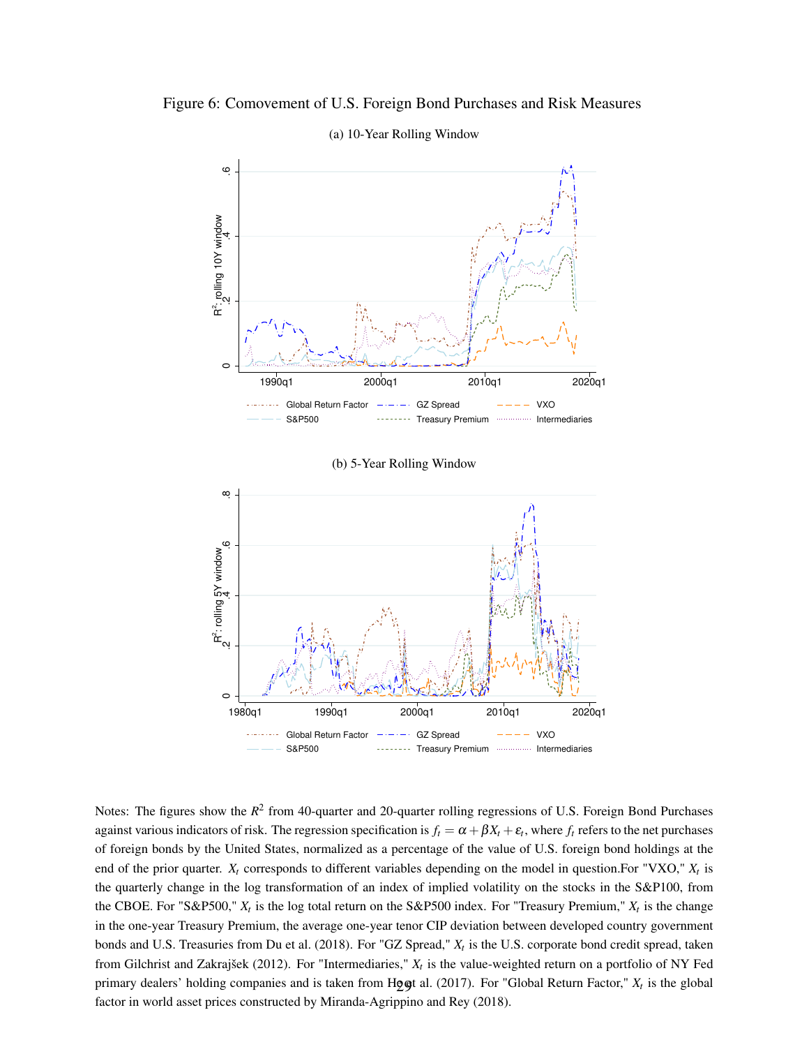Figure 6: Comovement of U.S. Foreign Bond Purchases and Risk Measures

(a) 10-Year Rolling Window

(b) 5-Year Rolling Window

Notes: The figures show the $R^2$ from 40-quarter and 20-quarter rolling regressions of U.S. Foreign Bond Purchases against various indicators of risk. The regression specification is $f_t = \alpha + \beta X_t + \varepsilon_t$, where $f_t$ refers to the net purchases of foreign bonds by the United States, normalized as a percentage of the value of U.S. foreign bond holdings at the end of the prior quarter. $X_t$ corresponds to different variables depending on the model in question.For "VXO," $X_t$ is the quarterly change in the log transformation of an index of implied volatility on the stocks in the S&P100, from the CBOE. For "S&P500," $X_t$ is the log total return on the S&P500 index. For "Treasury Premium," $X_t$ is the change in the one-year Treasury Premium, the average one-year tenor CIP deviation between developed country government bonds and U.S. Treasuries from Du et al. (2018). For "GZ Spread," $X_t$ is the U.S. corporate bond credit spread, taken from Gilchrist and Zakrajšek (2012). For "Intermediaries," $X_t$ is the value-weighted return on a portfolio of NY Fed primary dealers' holding companies and is taken from He et al. (2017). For "Global Return Factor," $X_t$ is the global factor in world asset prices constructed by Miranda-Agrippino and Rey (2018).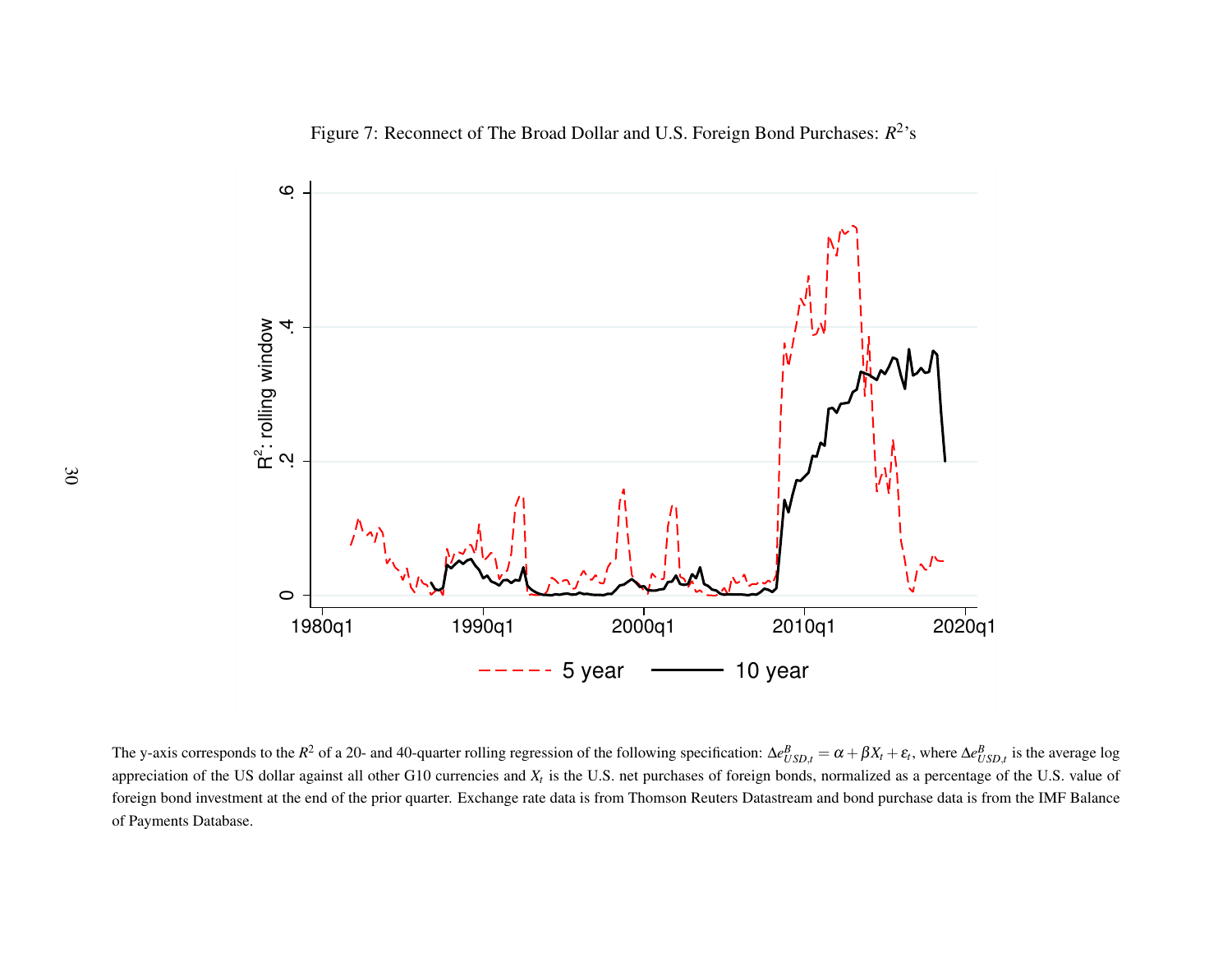Figure 7: Reconnect of The Broad Dollar and U.S. Foreign Bond Purchases: $R^2$'s

The y-axis corresponds to the $R^2$ of a 20- and 40-quarter rolling regression of the following specification: $\Delta e^{B}_{USD,t} = \alpha + \beta X_t + \varepsilon_t$, where $\Delta e^{B}_{USD,t}$ is the average log appreciation of the US dollar against all other G10 currencies and $X_t$ is the U.S. net purchases of foreign bonds, normalized as a percentage of the U.S. value of foreign bond investment at the end of the prior quarter. Exchange rate data is from Thomson Reuters Datastream and bond purchase data is from the IMF Balance of Payments Database.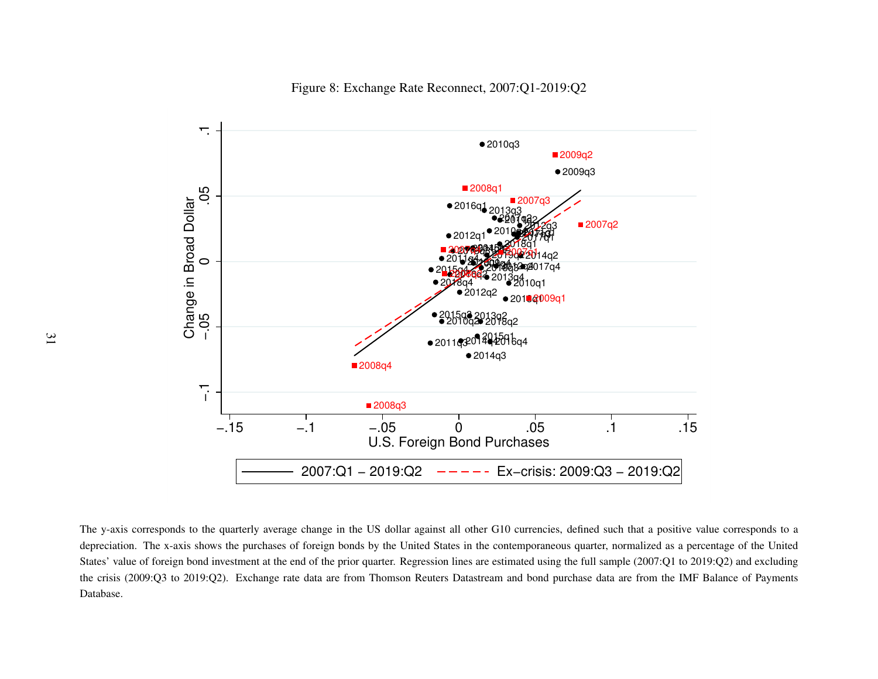Figure 8: Exchange Rate Reconnect, 2007:Q1-2019:Q2

The y-axis corresponds to the quarterly average change in the US dollar against all other G10 currencies, defined such that a positive value corresponds to a depreciation. The x-axis shows the purchases of foreign bonds by the United States in the contemporaneous quarter, normalized as a percentage of the United States' value of foreign bond investment at the end of the prior quarter. Regression lines are estimated using the full sample (2007:Q1 to 2019:Q2) and excluding the crisis (2009:Q3 to 2019:Q2). Exchange rate data are from Thomson Reuters Datastream and bond purchase data are from the IMF Balance of Payments Database.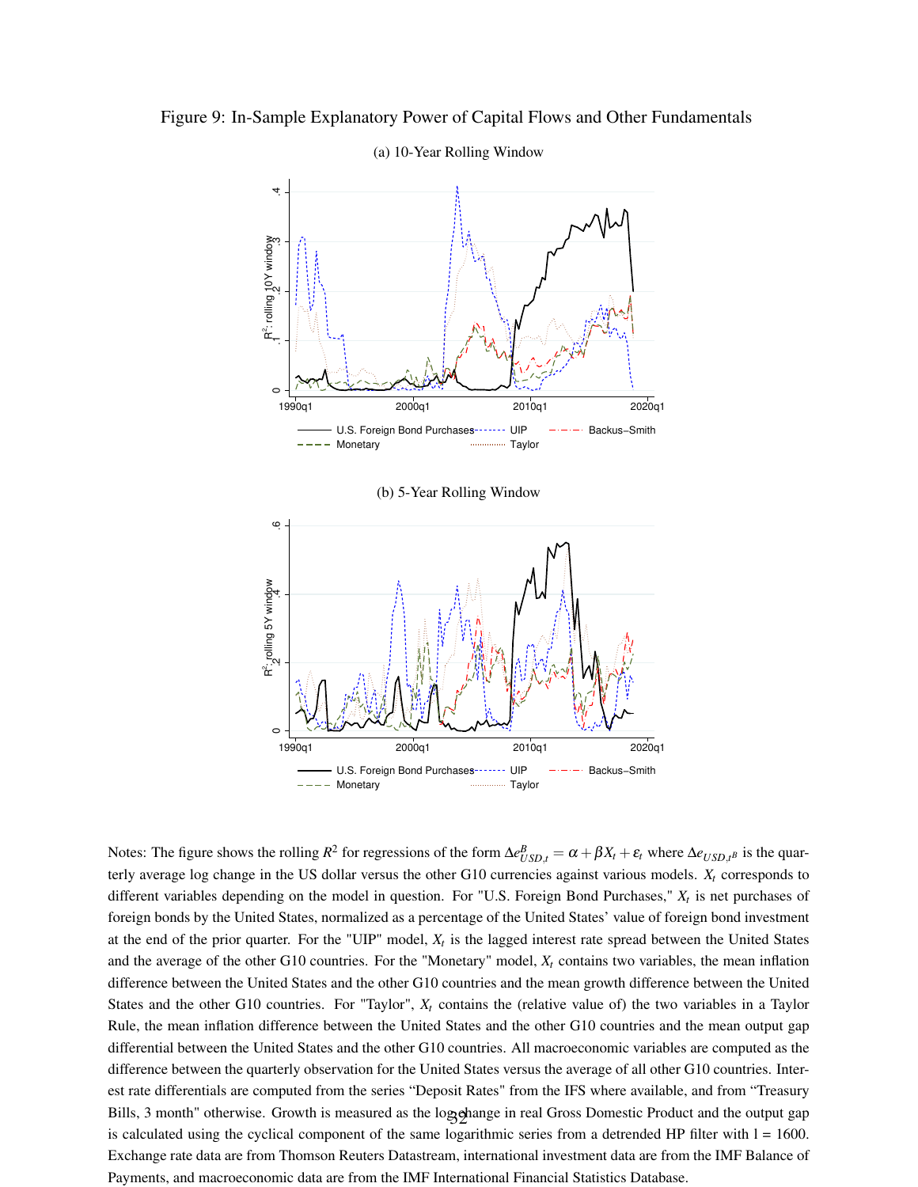Figure 9: In-Sample Explanatory Power of Capital Flows and Other Fundamentals

(a) 10-Year Rolling Window

(b) 5-Year Rolling Window

Notes: The figure shows the rolling $R^2$ for regressions of the form $\Delta e^B_{USD,t} = \alpha + \beta X_t + \varepsilon_t$ where $\Delta e_{USD,t^B}$ is the quarterly average log change in the US dollar versus the other G10 currencies against various models. $X_t$ corresponds to different variables depending on the model in question. For "U.S. Foreign Bond Purchases," $X_t$ is net purchases of foreign bonds by the United States, normalized as a percentage of the United States' value of foreign bond investment at the end of the prior quarter. For the "UIP" model, $X_t$ is the lagged interest rate spread between the United States and the average of the other G10 countries. For the "Monetary" model, $X_t$ contains two variables, the mean inflation difference between the United States and the other G10 countries and the mean growth difference between the United States and the other G10 countries. For "Taylor", $X_t$ contains the (relative value of) the two variables in a Taylor Rule, the mean inflation difference between the United States and the other G10 countries and the mean output gap differential between the United States and the other G10 countries. All macroeconomic variables are computed as the difference between the quarterly observation for the United States versus the average of all other G10 countries. Interest rate differentials are computed from the series "Deposit Rates" from the IFS where available, and from "Treasury Bills, 3 month" otherwise. Growth is measured as the log change in real Gross Domestic Product and the output gap is calculated using the cyclical component of the same logarithmic series from a detrended HP filter with l = 1600. Exchange rate data are from Thomson Reuters Datastream, international investment data are from the IMF Balance of Payments, and macroeconomic data are from the IMF International Financial Statistics Database.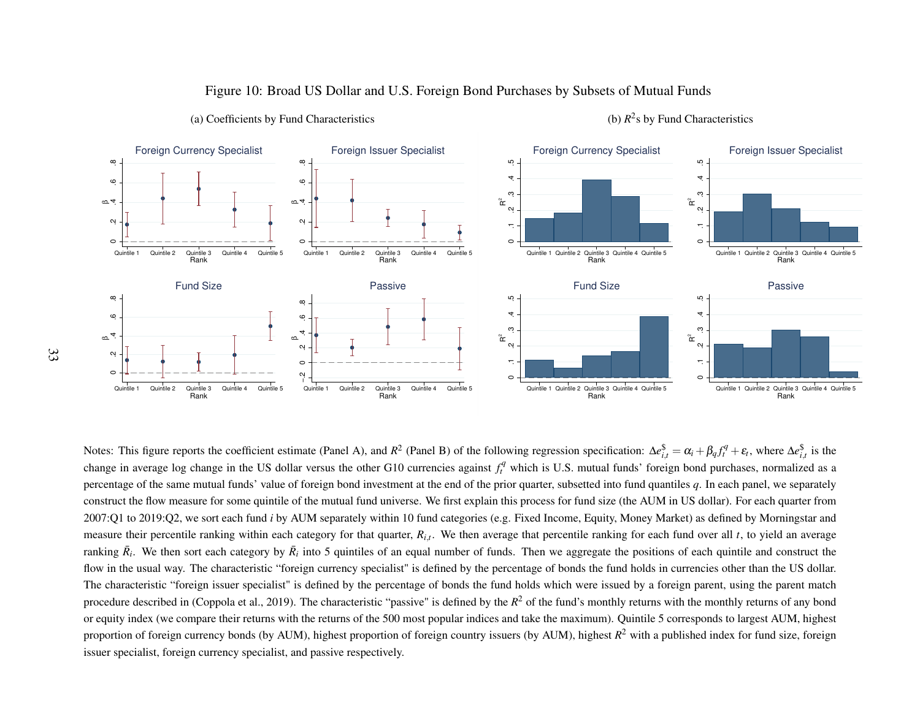Figure 10: Broad US Dollar and U.S. Foreign Bond Purchases by Subsets of Mutual Funds

(a) Coefficients by Fund Characteristics

Foreign Currency Specialist

β

0 .2 .4 .6 .8

Quintile 1 Quintile 2 Quintile 3 Quintile 4 Quintile 5

Rank

Foreign Issuer Specialist

β

0 .2 .4 .6 .8

Quintile 1 Quintile 2 Quintile 3 Quintile 4 Quintile 5

Rank

Fund Size

β

0 .2 .4 .6 .8

Quintile 1 Quintile 2 Quintile 3 Quintile 4 Quintile 5

Rank

Passive

β

−.2 0 .2 .4 .6 .8

Quintile 1 Quintile 2 Quintile 3 Quintile 4 Quintile 5

Rank

(b) $R^2$s by Fund Characteristics

Foreign Currency Specialist

R²

0 .1 .2 .3 .4 .5

Quintile 1 Quintile 2 Quintile 3 Quintile 4 Quintile 5

Rank

Foreign Issuer Specialist

R²

0 .1 .2 .3 .4 .5

Quintile 1 Quintile 2 Quintile 3 Quintile 4 Quintile 5

Rank

Fund Size

R²

0 .1 .2 .3 .4 .5

Quintile 1 Quintile 2 Quintile 3 Quintile 4 Quintile 5

Rank

Passive

R²

0 .1 .2 .3 .4 .5

Quintile 1 Quintile 2 Quintile 3 Quintile 4 Quintile 5

Rank

Notes: This figure reports the coefficient estimate (Panel A), and $R^2$ (Panel B) of the following regression specification: $\Delta e^{\$}_{i,t} = \alpha_i + \beta_q f^q_t + \varepsilon_t$, where $\Delta e^{\$}_{i,t}$ is the change in average log change in the US dollar versus the other G10 currencies against $f^q_t$ which is U.S. mutual funds' foreign bond purchases, normalized as a percentage of the same mutual funds' value of foreign bond investment at the end of the prior quarter, subsetted into fund quantiles $q$. In each panel, we separately construct the flow measure for some quintile of the mutual fund universe. We first explain this process for fund size (the AUM in US dollar). For each quarter from 2007:Q1 to 2019:Q2, we sort each fund $i$ by AUM separately within 10 fund categories (e.g. Fixed Income, Equity, Money Market) as defined by Morningstar and measure their percentile ranking within each category for that quarter, $R_{i,t}$. We then average that percentile ranking for each fund over all $t$, to yield an average ranking $\bar{R}_i$. We then sort each category by $\bar{R}_i$ into 5 quintiles of an equal number of funds. Then we aggregate the positions of each quintile and construct the flow in the usual way. The characteristic "foreign currency specialist" is defined by the percentage of bonds the fund holds in currencies other than the US dollar. The characteristic "foreign issuer specialist" is defined by the percentage of bonds the fund holds which were issued by a foreign parent, using the parent match procedure described in (Coppola et al., 2019). The characteristic "passive" is defined by the $R^2$ of the fund's monthly returns with the monthly returns of any bond or equity index (we compare their returns with the returns of the 500 most popular indices and take the maximum). Quintile 5 corresponds to largest AUM, highest proportion of foreign currency bonds (by AUM), highest proportion of foreign country issuers (by AUM), highest $R^2$ with a published index for fund size, foreign issuer specialist, foreign currency specialist, and passive respectively.